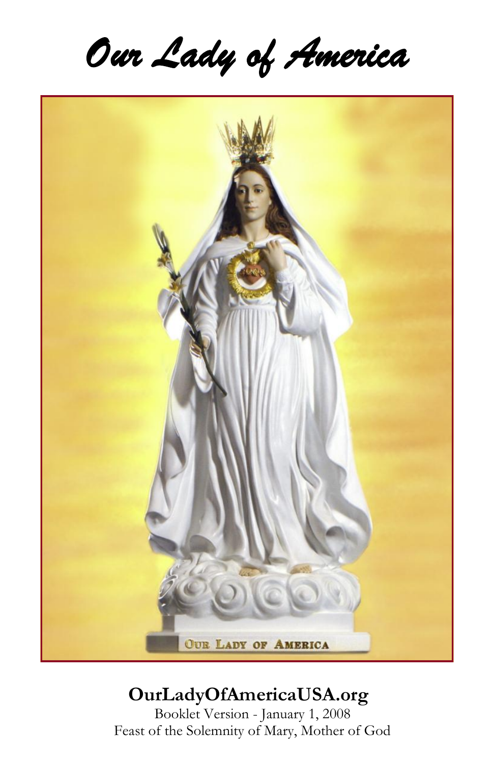# *Our Lady of America*

**OurLadyOfAmericaUSA.org**

Booklet Version - January 1, 2008

Feast of the Solemnity of Mary, Mother of God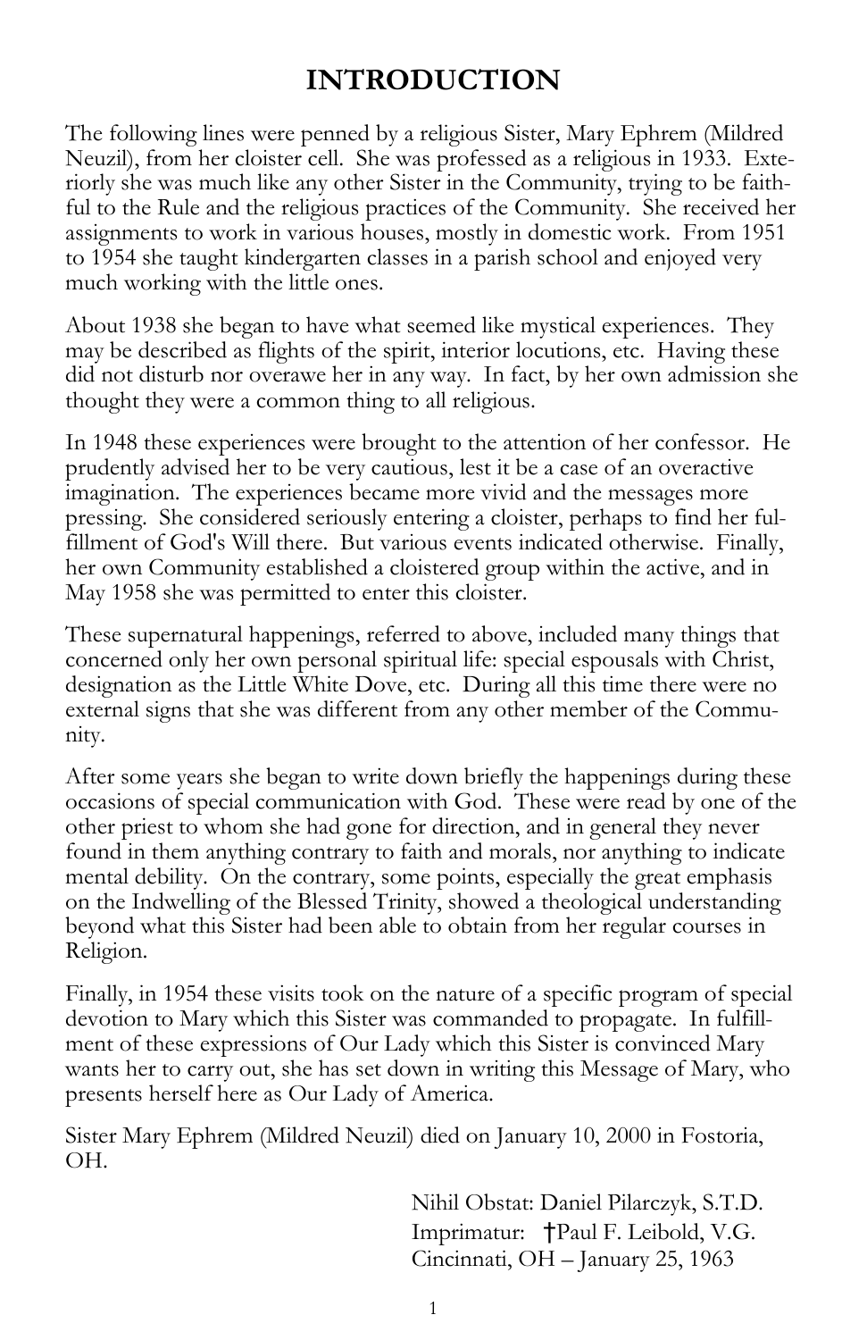# INTRODUCTION

The following lines were penned by a religious Sister, Mary Ephrem (Mildred Neuzil), from her cloister cell. She was professed as a religious in 1933. Exteriorly she was much like any other Sister in the Community, trying to be faithful to the Rule and the religious practices of the Community. She received her assignments to work in various houses, mostly in domestic work. From 1951 to 1954 she taught kindergarten classes in a parish school and enjoyed very much working with the little ones.

About 1938 she began to have what seemed like mystical experiences. They may be described as flights of the spirit, interior locutions, etc. Having these did not disturb nor overawe her in any way. In fact, by her own admission she thought they were a common thing to all religious.

In 1948 these experiences were brought to the attention of her confessor. He prudently advised her to be very cautious, lest it be a case of an overactive imagination. The experiences became more vivid and the messages more pressing. She considered seriously entering a cloister, perhaps to find her fulfillment of God's Will there. But various events indicated otherwise. Finally, her own Community established a cloistered group within the active, and in May 1958 she was permitted to enter this cloister.

These supernatural happenings, referred to above, included many things that concerned only her own personal spiritual life: special espousals with Christ, designation as the Little White Dove, etc. During all this time there were no external signs that she was different from any other member of the Community.

After some years she began to write down briefly the happenings during these occasions of special communication with God. These were read by one of the other priest to whom she had gone for direction, and in general they never found in them anything contrary to faith and morals, nor anything to indicate mental debility. On the contrary, some points, especially the great emphasis on the Indwelling of the Blessed Trinity, showed a theological understanding beyond what this Sister had been able to obtain from her regular courses in Religion.

Finally, in 1954 these visits took on the nature of a specific program of special devotion to Mary which this Sister was commanded to propagate. In fulfillment of these expressions of Our Lady which this Sister is convinced Mary wants her to carry out, she has set down in writing this Message of Mary, who presents herself here as Our Lady of America.

Sister Mary Ephrem (Mildred Neuzil) died on January 10, 2000 in Fostoria, OH.

Nihil Obstat: Daniel Pilarczyk, S.T.D.
Imprimatur: †Paul F. Leibold, V.G.
Cincinnati, OH – January 25, 1963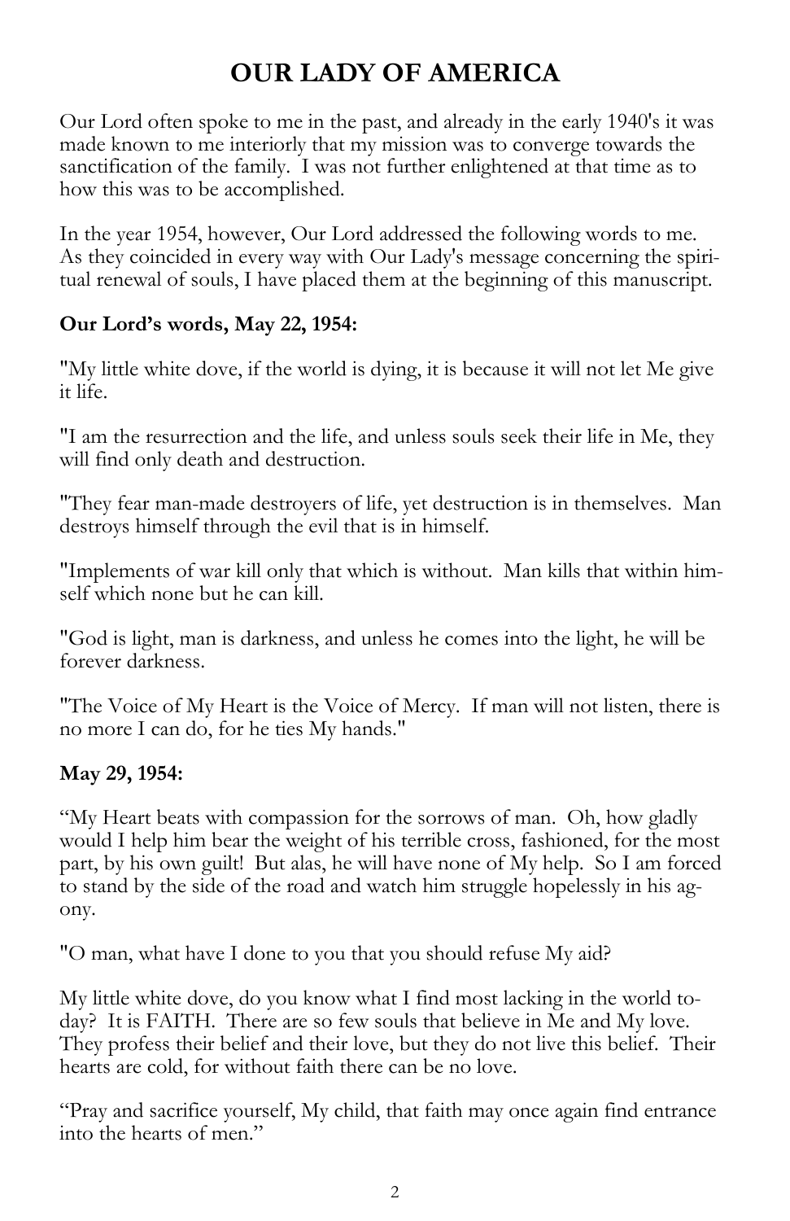# OUR LADY OF AMERICA

Our Lord often spoke to me in the past, and already in the early 1940's it was made known to me interiorly that my mission was to converge towards the sanctification of the family. I was not further enlightened at that time as to how this was to be accomplished.

In the year 1954, however, Our Lord addressed the following words to me. As they coincided in every way with Our Lady's message concerning the spiritual renewal of souls, I have placed them at the beginning of this manuscript.

**Our Lord's words, May 22, 1954:**

"My little white dove, if the world is dying, it is because it will not let Me give it life.

"I am the resurrection and the life, and unless souls seek their life in Me, they will find only death and destruction.

"They fear man-made destroyers of life, yet destruction is in themselves. Man destroys himself through the evil that is in himself.

"Implements of war kill only that which is without. Man kills that within himself which none but he can kill.

"God is light, man is darkness, and unless he comes into the light, he will be forever darkness.

"The Voice of My Heart is the Voice of Mercy. If man will not listen, there is no more I can do, for he ties My hands."

**May 29, 1954:**

"My Heart beats with compassion for the sorrows of man. Oh, how gladly would I help him bear the weight of his terrible cross, fashioned, for the most part, by his own guilt! But alas, he will have none of My help. So I am forced to stand by the side of the road and watch him struggle hopelessly in his agony.

"O man, what have I done to you that you should refuse My aid?

My little white dove, do you know what I find most lacking in the world today? It is FAITH. There are so few souls that believe in Me and My love. They profess their belief and their love, but they do not live this belief. Their hearts are cold, for without faith there can be no love.

"Pray and sacrifice yourself, My child, that faith may once again find entrance into the hearts of men."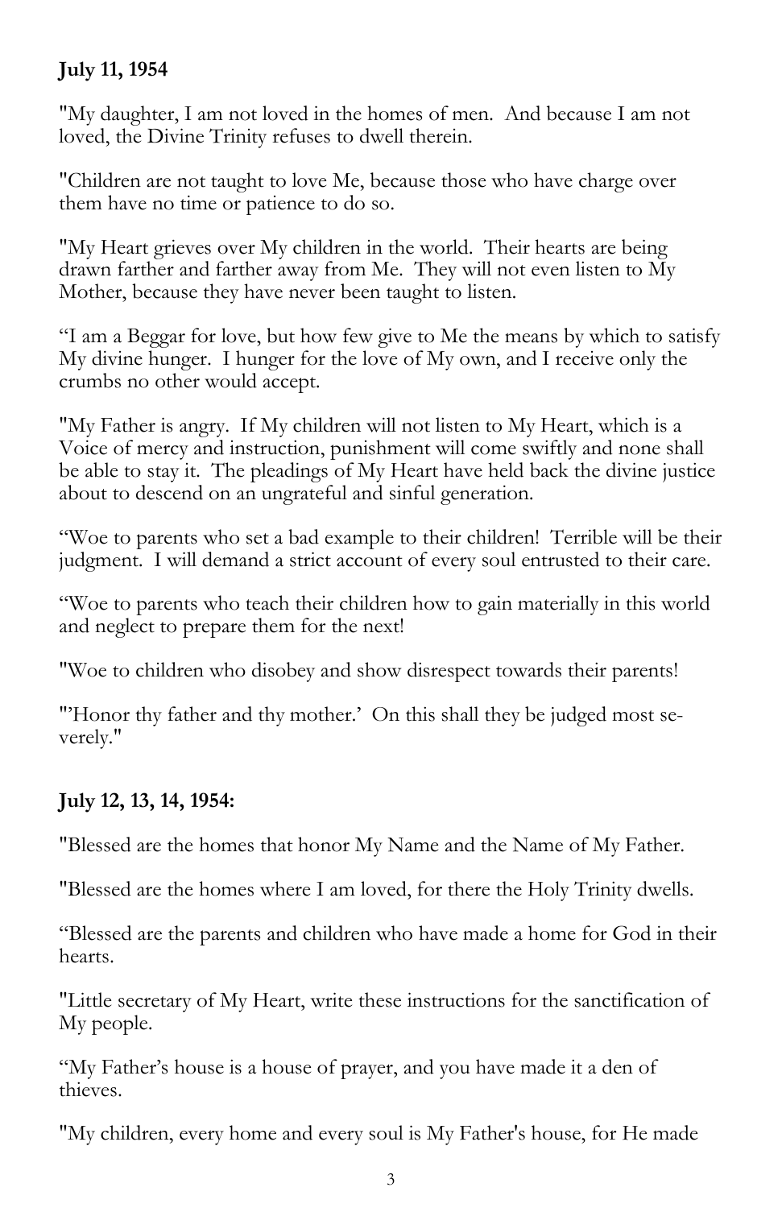**July 11, 1954**

"My daughter, I am not loved in the homes of men. And because I am not loved, the Divine Trinity refuses to dwell therein.

"Children are not taught to love Me, because those who have charge over them have no time or patience to do so.

"My Heart grieves over My children in the world. Their hearts are being drawn farther and farther away from Me. They will not even listen to My Mother, because they have never been taught to listen.

"I am a Beggar for love, but how few give to Me the means by which to satisfy My divine hunger. I hunger for the love of My own, and I receive only the crumbs no other would accept.

"My Father is angry. If My children will not listen to My Heart, which is a Voice of mercy and instruction, punishment will come swiftly and none shall be able to stay it. The pleadings of My Heart have held back the divine justice about to descend on an ungrateful and sinful generation.

"Woe to parents who set a bad example to their children! Terrible will be their judgment. I will demand a strict account of every soul entrusted to their care.

"Woe to parents who teach their children how to gain materially in this world and neglect to prepare them for the next!

"Woe to children who disobey and show disrespect towards their parents!

"'Honor thy father and thy mother.' On this shall they be judged most severely."

**July 12, 13, 14, 1954:**

"Blessed are the homes that honor My Name and the Name of My Father.

"Blessed are the homes where I am loved, for there the Holy Trinity dwells.

"Blessed are the parents and children who have made a home for God in their hearts.

"Little secretary of My Heart, write these instructions for the sanctification of My people.

"My Father's house is a house of prayer, and you have made it a den of thieves.

"My children, every home and every soul is My Father's house, for He made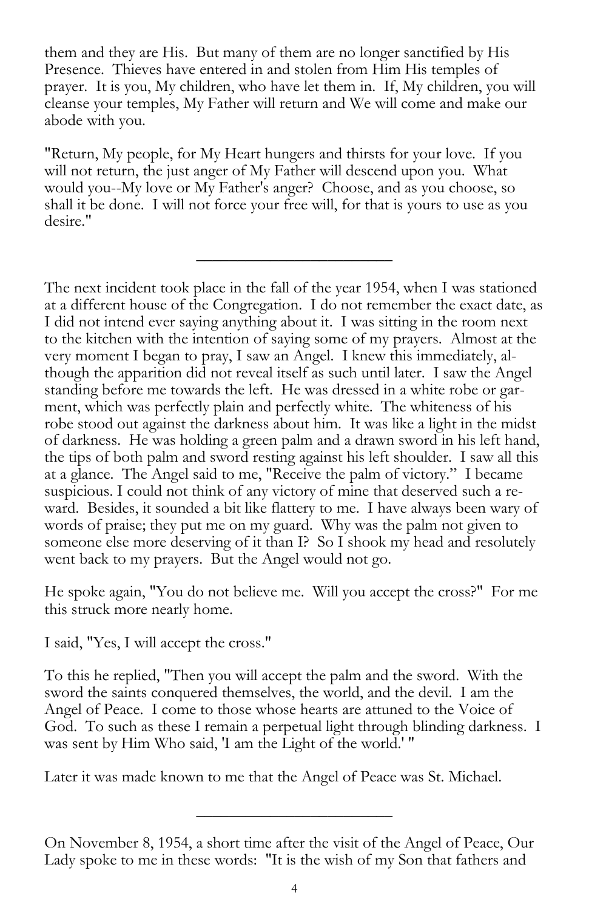them and they are His. But many of them are no longer sanctified by His Presence. Thieves have entered in and stolen from Him His temples of prayer. It is you, My children, who have let them in. If, My children, you will cleanse your temples, My Father will return and We will come and make our abode with you.

"Return, My people, for My Heart hungers and thirsts for your love. If you will not return, the just anger of My Father will descend upon you. What would you--My love or My Father's anger? Choose, and as you choose, so shall it be done. I will not force your free will, for that is yours to use as you desire."

---

The next incident took place in the fall of the year 1954, when I was stationed at a different house of the Congregation. I do not remember the exact date, as I did not intend ever saying anything about it. I was sitting in the room next to the kitchen with the intention of saying some of my prayers. Almost at the very moment I began to pray, I saw an Angel. I knew this immediately, although the apparition did not reveal itself as such until later. I saw the Angel standing before me towards the left. He was dressed in a white robe or garment, which was perfectly plain and perfectly white. The whiteness of his robe stood out against the darkness about him. It was like a light in the midst of darkness. He was holding a green palm and a drawn sword in his left hand, the tips of both palm and sword resting against his left shoulder. I saw all this at a glance. The Angel said to me, "Receive the palm of victory." I became suspicious. I could not think of any victory of mine that deserved such a reward. Besides, it sounded a bit like flattery to me. I have always been wary of words of praise; they put me on my guard. Why was the palm not given to someone else more deserving of it than I? So I shook my head and resolutely went back to my prayers. But the Angel would not go.

He spoke again, "You do not believe me. Will you accept the cross?" For me this struck more nearly home.

I said, "Yes, I will accept the cross."

To this he replied, "Then you will accept the palm and the sword. With the sword the saints conquered themselves, the world, and the devil. I am the Angel of Peace. I come to those whose hearts are attuned to the Voice of God. To such as these I remain a perpetual light through blinding darkness. I was sent by Him Who said, 'I am the Light of the world.' "

Later it was made known to me that the Angel of Peace was St. Michael.

---

On November 8, 1954, a short time after the visit of the Angel of Peace, Our Lady spoke to me in these words: "It is the wish of my Son that fathers and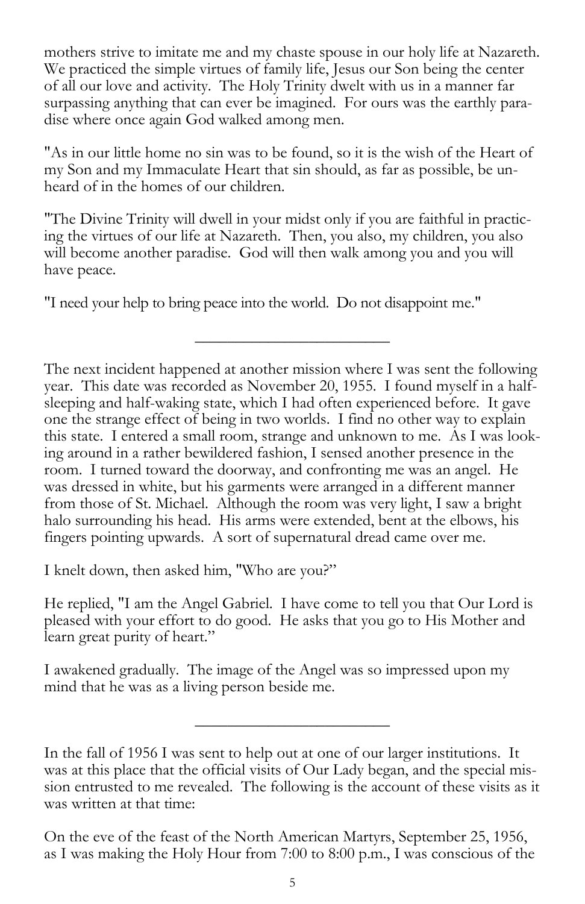mothers strive to imitate me and my chaste spouse in our holy life at Nazareth. We practiced the simple virtues of family life, Jesus our Son being the center of all our love and activity. The Holy Trinity dwelt with us in a manner far surpassing anything that can ever be imagined. For ours was the earthly paradise where once again God walked among men.

"As in our little home no sin was to be found, so it is the wish of the Heart of my Son and my Immaculate Heart that sin should, as far as possible, be unheard of in the homes of our children.

"The Divine Trinity will dwell in your midst only if you are faithful in practicing the virtues of our life at Nazareth. Then, you also, my children, you also will become another paradise. God will then walk among you and you will have peace.

"I need your help to bring peace into the world. Do not disappoint me."

---

The next incident happened at another mission where I was sent the following year. This date was recorded as November 20, 1955. I found myself in a half-sleeping and half-waking state, which I had often experienced before. It gave one the strange effect of being in two worlds. I find no other way to explain this state. I entered a small room, strange and unknown to me. As I was looking around in a rather bewildered fashion, I sensed another presence in the room. I turned toward the doorway, and confronting me was an angel. He was dressed in white, but his garments were arranged in a different manner from those of St. Michael. Although the room was very light, I saw a bright halo surrounding his head. His arms were extended, bent at the elbows, his fingers pointing upwards. A sort of supernatural dread came over me.

I knelt down, then asked him, "Who are you?"

He replied, "I am the Angel Gabriel. I have come to tell you that Our Lord is pleased with your effort to do good. He asks that you go to His Mother and learn great purity of heart."

I awakened gradually. The image of the Angel was so impressed upon my mind that he was as a living person beside me.

---

In the fall of 1956 I was sent to help out at one of our larger institutions. It was at this place that the official visits of Our Lady began, and the special mission entrusted to me revealed. The following is the account of these visits as it was written at that time:

On the eve of the feast of the North American Martyrs, September 25, 1956, as I was making the Holy Hour from 7:00 to 8:00 p.m., I was conscious of the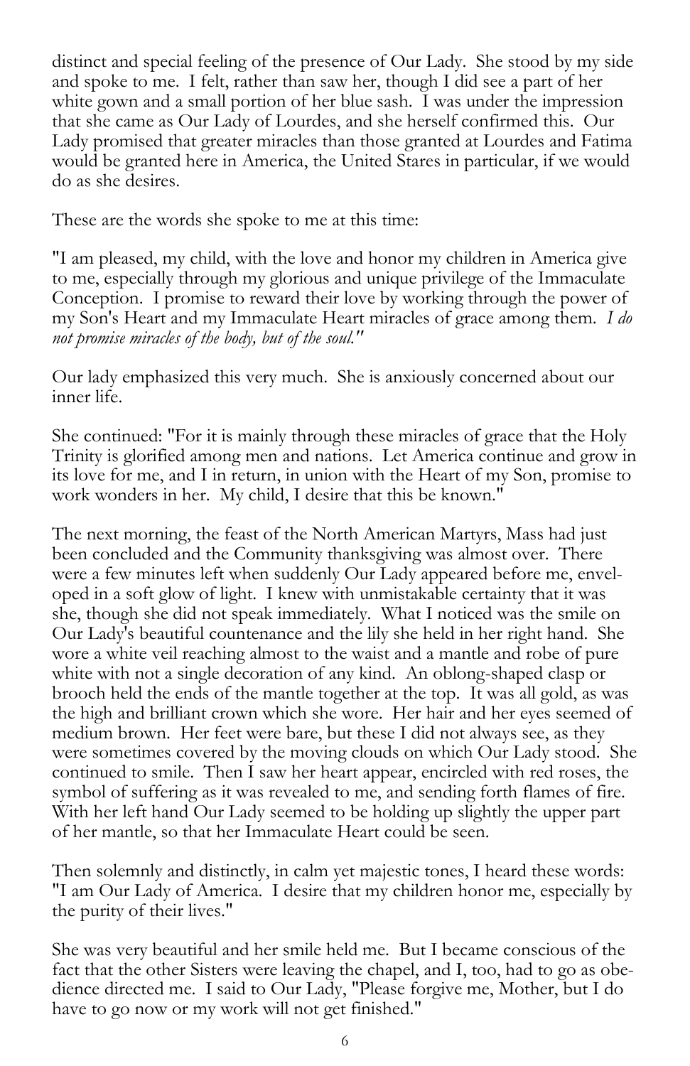distinct and special feeling of the presence of Our Lady. She stood by my side and spoke to me. I felt, rather than saw her, though I did see a part of her white gown and a small portion of her blue sash. I was under the impression that she came as Our Lady of Lourdes, and she herself confirmed this. Our Lady promised that greater miracles than those granted at Lourdes and Fatima would be granted here in America, the United Stares in particular, if we would do as she desires.

These are the words she spoke to me at this time:

"I am pleased, my child, with the love and honor my children in America give to me, especially through my glorious and unique privilege of the Immaculate Conception. I promise to reward their love by working through the power of my Son's Heart and my Immaculate Heart miracles of grace among them. *I do not promise miracles of the body, but of the soul."*

Our lady emphasized this very much. She is anxiously concerned about our inner life.

She continued: "For it is mainly through these miracles of grace that the Holy Trinity is glorified among men and nations. Let America continue and grow in its love for me, and I in return, in union with the Heart of my Son, promise to work wonders in her. My child, I desire that this be known."

The next morning, the feast of the North American Martyrs, Mass had just been concluded and the Community thanksgiving was almost over. There were a few minutes left when suddenly Our Lady appeared before me, enveloped in a soft glow of light. I knew with unmistakable certainty that it was she, though she did not speak immediately. What I noticed was the smile on Our Lady's beautiful countenance and the lily she held in her right hand. She wore a white veil reaching almost to the waist and a mantle and robe of pure white with not a single decoration of any kind. An oblong-shaped clasp or brooch held the ends of the mantle together at the top. It was all gold, as was the high and brilliant crown which she wore. Her hair and her eyes seemed of medium brown. Her feet were bare, but these I did not always see, as they were sometimes covered by the moving clouds on which Our Lady stood. She continued to smile. Then I saw her heart appear, encircled with red roses, the symbol of suffering as it was revealed to me, and sending forth flames of fire. With her left hand Our Lady seemed to be holding up slightly the upper part of her mantle, so that her Immaculate Heart could be seen.

Then solemnly and distinctly, in calm yet majestic tones, I heard these words: "I am Our Lady of America. I desire that my children honor me, especially by the purity of their lives."

She was very beautiful and her smile held me. But I became conscious of the fact that the other Sisters were leaving the chapel, and I, too, had to go as obedience directed me. I said to Our Lady, "Please forgive me, Mother, but I do have to go now or my work will not get finished."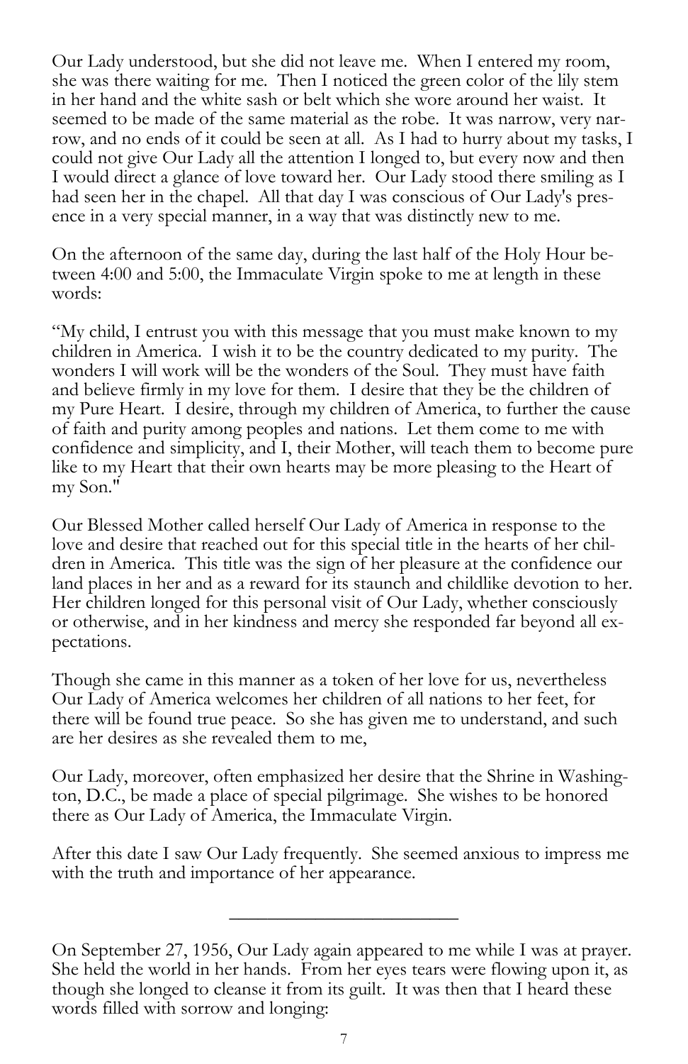Our Lady understood, but she did not leave me. When I entered my room, she was there waiting for me. Then I noticed the green color of the lily stem in her hand and the white sash or belt which she wore around her waist. It seemed to be made of the same material as the robe. It was narrow, very narrow, and no ends of it could be seen at all. As I had to hurry about my tasks, I could not give Our Lady all the attention I longed to, but every now and then I would direct a glance of love toward her. Our Lady stood there smiling as I had seen her in the chapel. All that day I was conscious of Our Lady's presence in a very special manner, in a way that was distinctly new to me.

On the afternoon of the same day, during the last half of the Holy Hour between 4:00 and 5:00, the Immaculate Virgin spoke to me at length in these words:

"My child, I entrust you with this message that you must make known to my children in America. I wish it to be the country dedicated to my purity. The wonders I will work will be the wonders of the Soul. They must have faith and believe firmly in my love for them. I desire that they be the children of my Pure Heart. I desire, through my children of America, to further the cause of faith and purity among peoples and nations. Let them come to me with confidence and simplicity, and I, their Mother, will teach them to become pure like to my Heart that their own hearts may be more pleasing to the Heart of my Son."

Our Blessed Mother called herself Our Lady of America in response to the love and desire that reached out for this special title in the hearts of her children in America. This title was the sign of her pleasure at the confidence our land places in her and as a reward for its staunch and childlike devotion to her. Her children longed for this personal visit of Our Lady, whether consciously or otherwise, and in her kindness and mercy she responded far beyond all expectations.

Though she came in this manner as a token of her love for us, nevertheless Our Lady of America welcomes her children of all nations to her feet, for there will be found true peace. So she has given me to understand, and such are her desires as she revealed them to me,

Our Lady, moreover, often emphasized her desire that the Shrine in Washington, D.C., be made a place of special pilgrimage. She wishes to be honored there as Our Lady of America, the Immaculate Virgin.

After this date I saw Our Lady frequently. She seemed anxious to impress me with the truth and importance of her appearance.

---

On September 27, 1956, Our Lady again appeared to me while I was at prayer. She held the world in her hands. From her eyes tears were flowing upon it, as though she longed to cleanse it from its guilt. It was then that I heard these words filled with sorrow and longing: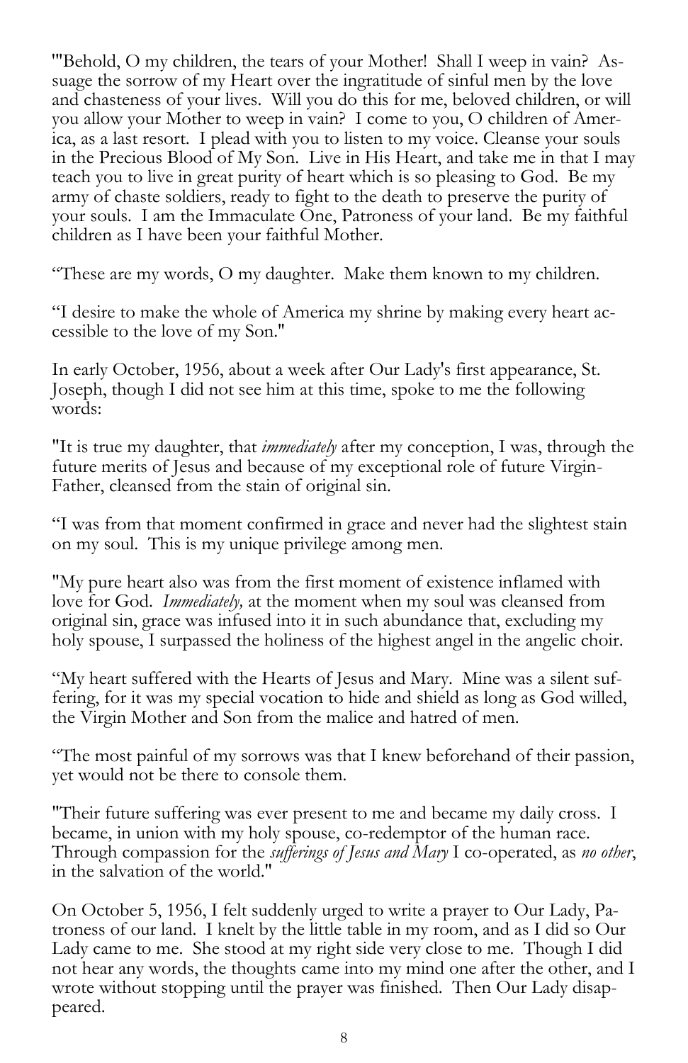"'Behold, O my children, the tears of your Mother! Shall I weep in vain? Assuage the sorrow of my Heart over the ingratitude of sinful men by the love and chasteness of your lives. Will you do this for me, beloved children, or will you allow your Mother to weep in vain? I come to you, O children of America, as a last resort. I plead with you to listen to my voice. Cleanse your souls in the Precious Blood of My Son. Live in His Heart, and take me in that I may teach you to live in great purity of heart which is so pleasing to God. Be my army of chaste soldiers, ready to fight to the death to preserve the purity of your souls. I am the Immaculate One, Patroness of your land. Be my faithful children as I have been your faithful Mother.

"These are my words, O my daughter. Make them known to my children.

"I desire to make the whole of America my shrine by making every heart accessible to the love of my Son."

In early October, 1956, about a week after Our Lady's first appearance, St. Joseph, though I did not see him at this time, spoke to me the following words:

"It is true my daughter, that *immediately* after my conception, I was, through the future merits of Jesus and because of my exceptional role of future Virgin-Father, cleansed from the stain of original sin.

"I was from that moment confirmed in grace and never had the slightest stain on my soul. This is my unique privilege among men.

"My pure heart also was from the first moment of existence inflamed with love for God. *Immediately,* at the moment when my soul was cleansed from original sin, grace was infused into it in such abundance that, excluding my holy spouse, I surpassed the holiness of the highest angel in the angelic choir.

"My heart suffered with the Hearts of Jesus and Mary. Mine was a silent suffering, for it was my special vocation to hide and shield as long as God willed, the Virgin Mother and Son from the malice and hatred of men.

"The most painful of my sorrows was that I knew beforehand of their passion, yet would not be there to console them.

"Their future suffering was ever present to me and became my daily cross. I became, in union with my holy spouse, co-redemptor of the human race. Through compassion for the *sufferings of Jesus and Mary* I co-operated, as *no other*, in the salvation of the world."

On October 5, 1956, I felt suddenly urged to write a prayer to Our Lady, Patroness of our land. I knelt by the little table in my room, and as I did so Our Lady came to me. She stood at my right side very close to me. Though I did not hear any words, the thoughts came into my mind one after the other, and I wrote without stopping until the prayer was finished. Then Our Lady disappeared.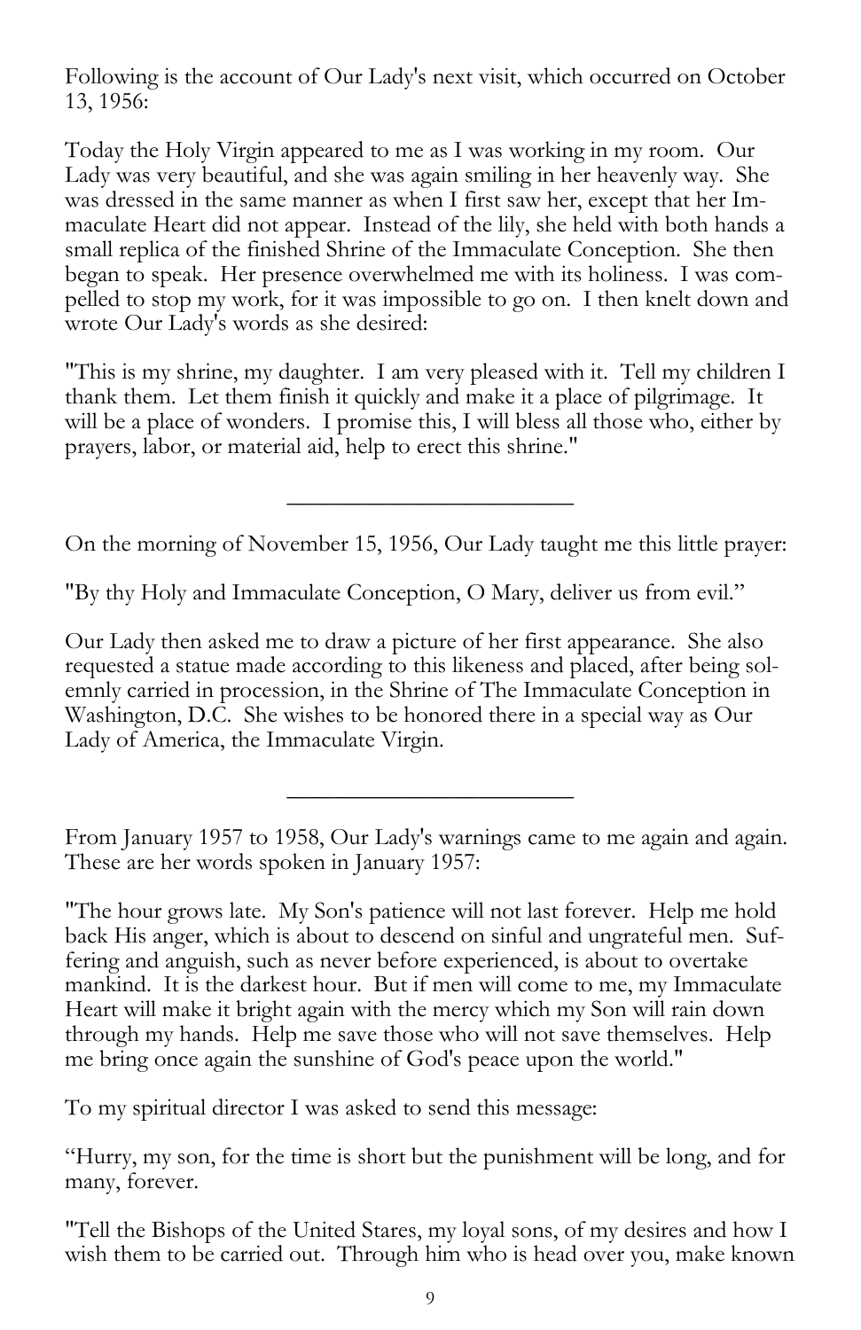Following is the account of Our Lady's next visit, which occurred on October 13, 1956:

Today the Holy Virgin appeared to me as I was working in my room. Our Lady was very beautiful, and she was again smiling in her heavenly way. She was dressed in the same manner as when I first saw her, except that her Immaculate Heart did not appear. Instead of the lily, she held with both hands a small replica of the finished Shrine of the Immaculate Conception. She then began to speak. Her presence overwhelmed me with its holiness. I was compelled to stop my work, for it was impossible to go on. I then knelt down and wrote Our Lady's words as she desired:

"This is my shrine, my daughter. I am very pleased with it. Tell my children I thank them. Let them finish it quickly and make it a place of pilgrimage. It will be a place of wonders. I promise this, I will bless all those who, either by prayers, labor, or material aid, help to erect this shrine."

---

On the morning of November 15, 1956, Our Lady taught me this little prayer:

"By thy Holy and Immaculate Conception, O Mary, deliver us from evil."

Our Lady then asked me to draw a picture of her first appearance. She also requested a statue made according to this likeness and placed, after being solemnly carried in procession, in the Shrine of The Immaculate Conception in Washington, D.C. She wishes to be honored there in a special way as Our Lady of America, the Immaculate Virgin.

---

From January 1957 to 1958, Our Lady's warnings came to me again and again. These are her words spoken in January 1957:

"The hour grows late. My Son's patience will not last forever. Help me hold back His anger, which is about to descend on sinful and ungrateful men. Suffering and anguish, such as never before experienced, is about to overtake mankind. It is the darkest hour. But if men will come to me, my Immaculate Heart will make it bright again with the mercy which my Son will rain down through my hands. Help me save those who will not save themselves. Help me bring once again the sunshine of God's peace upon the world."

To my spiritual director I was asked to send this message:

"Hurry, my son, for the time is short but the punishment will be long, and for many, forever.

"Tell the Bishops of the United Stares, my loyal sons, of my desires and how I wish them to be carried out. Through him who is head over you, make known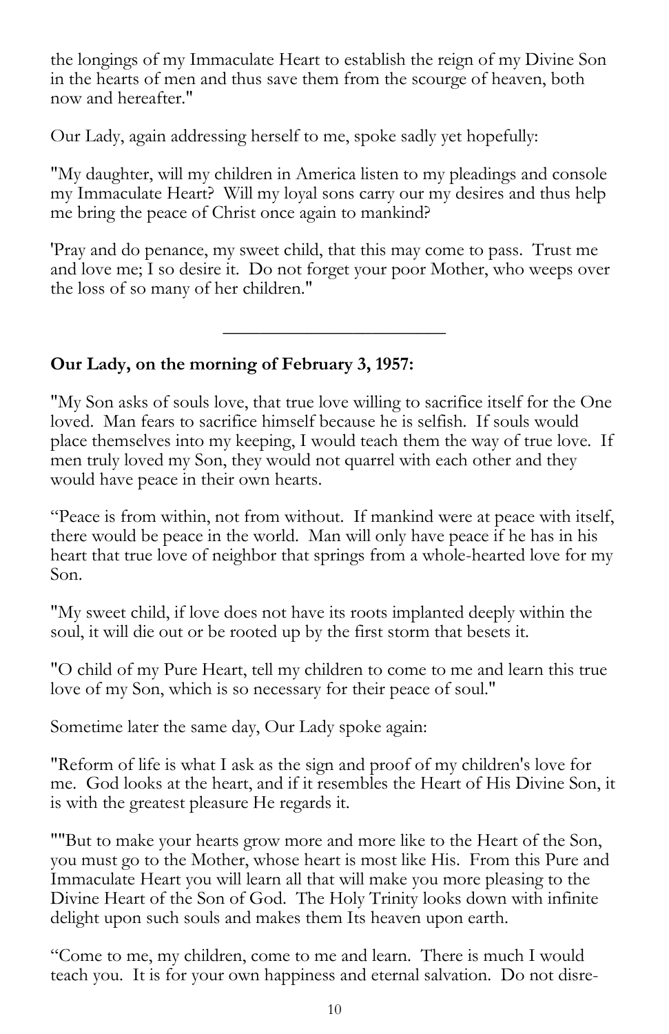the longings of my Immaculate Heart to establish the reign of my Divine Son in the hearts of men and thus save them from the scourge of heaven, both now and hereafter."

Our Lady, again addressing herself to me, spoke sadly yet hopefully:

"My daughter, will my children in America listen to my pleadings and console my Immaculate Heart? Will my loyal sons carry our my desires and thus help me bring the peace of Christ once again to mankind?

'Pray and do penance, my sweet child, that this may come to pass. Trust me and love me; I so desire it. Do not forget your poor Mother, who weeps over the loss of so many of her children."

---

**Our Lady, on the morning of February 3, 1957:**

"My Son asks of souls love, that true love willing to sacrifice itself for the One loved. Man fears to sacrifice himself because he is selfish. If souls would place themselves into my keeping, I would teach them the way of true love. If men truly loved my Son, they would not quarrel with each other and they would have peace in their own hearts.

"Peace is from within, not from without. If mankind were at peace with itself, there would be peace in the world. Man will only have peace if he has in his heart that true love of neighbor that springs from a whole-hearted love for my Son.

"My sweet child, if love does not have its roots implanted deeply within the soul, it will die out or be rooted up by the first storm that besets it.

"O child of my Pure Heart, tell my children to come to me and learn this true love of my Son, which is so necessary for their peace of soul."

Sometime later the same day, Our Lady spoke again:

"Reform of life is what I ask as the sign and proof of my children's love for me. God looks at the heart, and if it resembles the Heart of His Divine Son, it is with the greatest pleasure He regards it.

""But to make your hearts grow more and more like to the Heart of the Son, you must go to the Mother, whose heart is most like His. From this Pure and Immaculate Heart you will learn all that will make you more pleasing to the Divine Heart of the Son of God. The Holy Trinity looks down with infinite delight upon such souls and makes them Its heaven upon earth.

"Come to me, my children, come to me and learn. There is much I would teach you. It is for your own happiness and eternal salvation. Do not disre-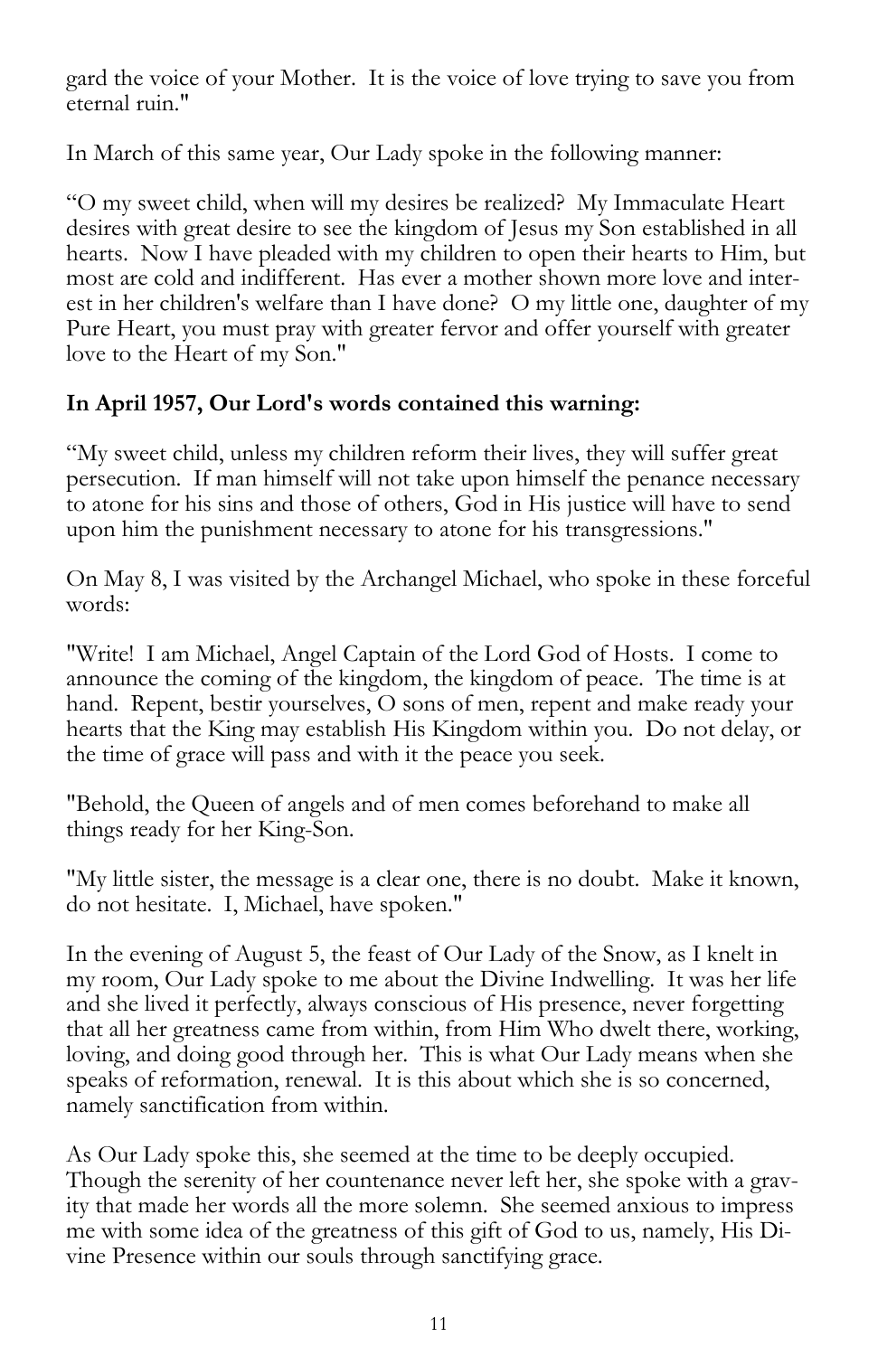gard the voice of your Mother. It is the voice of love trying to save you from eternal ruin."

In March of this same year, Our Lady spoke in the following manner:

"O my sweet child, when will my desires be realized? My Immaculate Heart desires with great desire to see the kingdom of Jesus my Son established in all hearts. Now I have pleaded with my children to open their hearts to Him, but most are cold and indifferent. Has ever a mother shown more love and interest in her children's welfare than I have done? O my little one, daughter of my Pure Heart, you must pray with greater fervor and offer yourself with greater love to the Heart of my Son."

**In April 1957, Our Lord's words contained this warning:**

"My sweet child, unless my children reform their lives, they will suffer great persecution. If man himself will not take upon himself the penance necessary to atone for his sins and those of others, God in His justice will have to send upon him the punishment necessary to atone for his transgressions."

On May 8, I was visited by the Archangel Michael, who spoke in these forceful words:

"Write! I am Michael, Angel Captain of the Lord God of Hosts. I come to announce the coming of the kingdom, the kingdom of peace. The time is at hand. Repent, bestir yourselves, O sons of men, repent and make ready your hearts that the King may establish His Kingdom within you. Do not delay, or the time of grace will pass and with it the peace you seek.

"Behold, the Queen of angels and of men comes beforehand to make all things ready for her King-Son.

"My little sister, the message is a clear one, there is no doubt. Make it known, do not hesitate. I, Michael, have spoken."

In the evening of August 5, the feast of Our Lady of the Snow, as I knelt in my room, Our Lady spoke to me about the Divine Indwelling. It was her life and she lived it perfectly, always conscious of His presence, never forgetting that all her greatness came from within, from Him Who dwelt there, working, loving, and doing good through her. This is what Our Lady means when she speaks of reformation, renewal. It is this about which she is so concerned, namely sanctification from within.

As Our Lady spoke this, she seemed at the time to be deeply occupied. Though the serenity of her countenance never left her, she spoke with a gravity that made her words all the more solemn. She seemed anxious to impress me with some idea of the greatness of this gift of God to us, namely, His Divine Presence within our souls through sanctifying grace.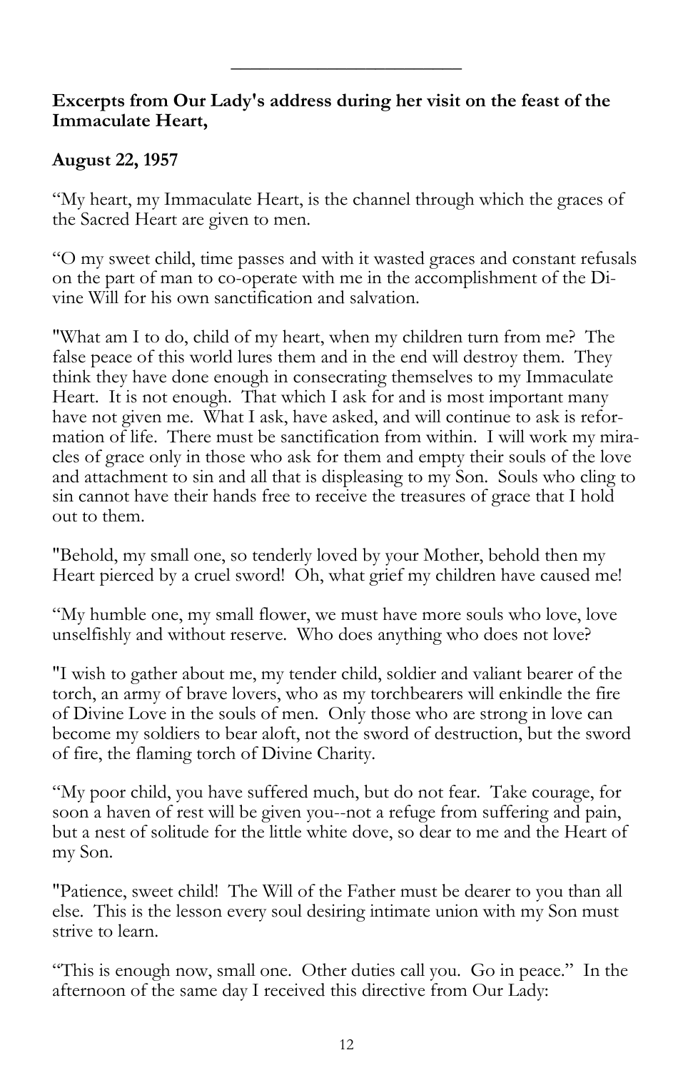---

**Excerpts from Our Lady's address during her visit on the feast of the Immaculate Heart,**

**August 22, 1957**

"My heart, my Immaculate Heart, is the channel through which the graces of the Sacred Heart are given to men.

"O my sweet child, time passes and with it wasted graces and constant refusals on the part of man to co-operate with me in the accomplishment of the Divine Will for his own sanctification and salvation.

"What am I to do, child of my heart, when my children turn from me? The false peace of this world lures them and in the end will destroy them. They think they have done enough in consecrating themselves to my Immaculate Heart. It is not enough. That which I ask for and is most important many have not given me. What I ask, have asked, and will continue to ask is reformation of life. There must be sanctification from within. I will work my miracles of grace only in those who ask for them and empty their souls of the love and attachment to sin and all that is displeasing to my Son. Souls who cling to sin cannot have their hands free to receive the treasures of grace that I hold out to them.

"Behold, my small one, so tenderly loved by your Mother, behold then my Heart pierced by a cruel sword! Oh, what grief my children have caused me!

"My humble one, my small flower, we must have more souls who love, love unselfishly and without reserve. Who does anything who does not love?

"I wish to gather about me, my tender child, soldier and valiant bearer of the torch, an army of brave lovers, who as my torchbearers will enkindle the fire of Divine Love in the souls of men. Only those who are strong in love can become my soldiers to bear aloft, not the sword of destruction, but the sword of fire, the flaming torch of Divine Charity.

"My poor child, you have suffered much, but do not fear. Take courage, for soon a haven of rest will be given you--not a refuge from suffering and pain, but a nest of solitude for the little white dove, so dear to me and the Heart of my Son.

"Patience, sweet child! The Will of the Father must be dearer to you than all else. This is the lesson every soul desiring intimate union with my Son must strive to learn.

"This is enough now, small one. Other duties call you. Go in peace." In the afternoon of the same day I received this directive from Our Lady: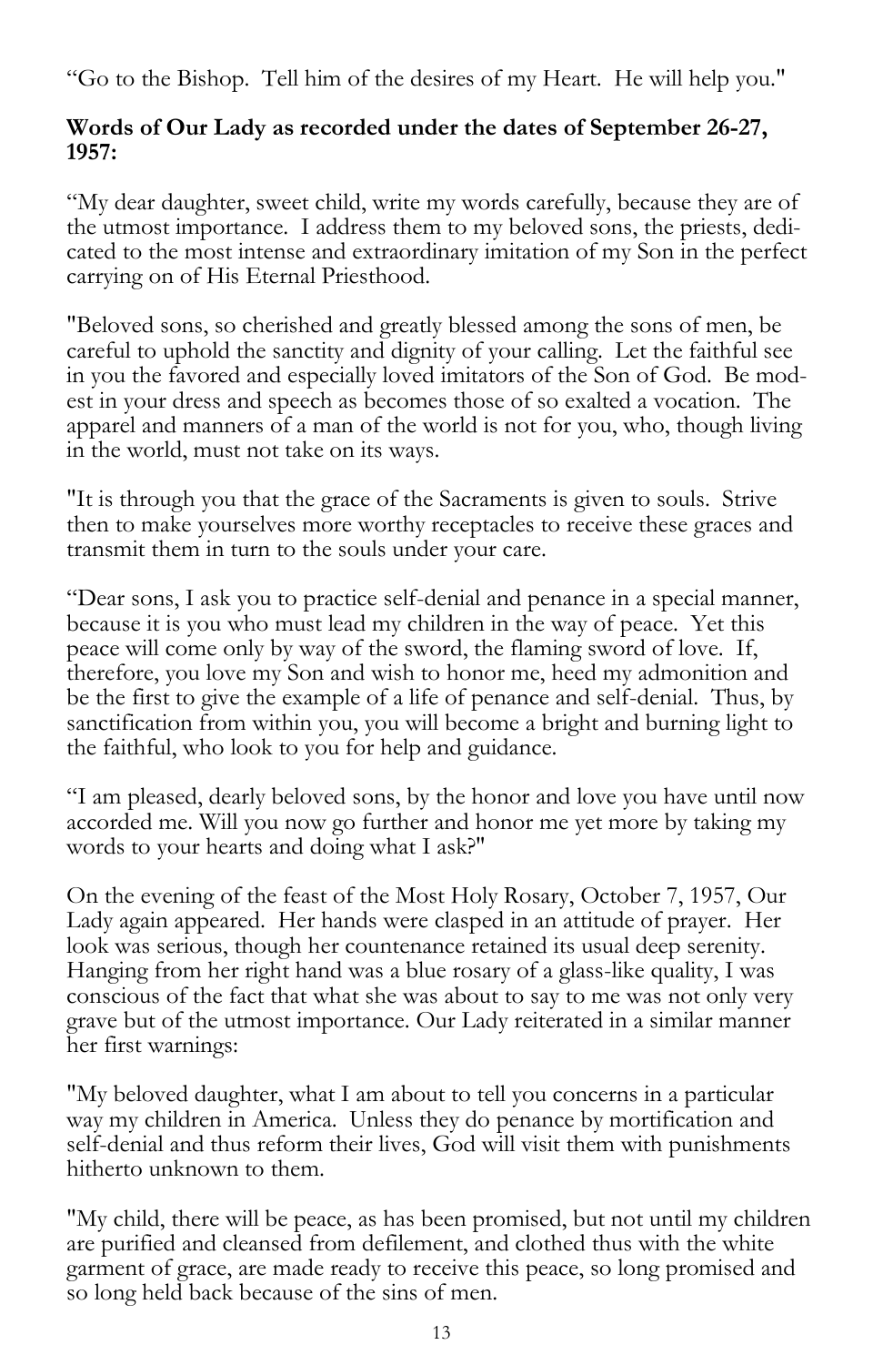“Go to the Bishop. Tell him of the desires of my Heart. He will help you."

**Words of Our Lady as recorded under the dates of September 26-27, 1957:**

“My dear daughter, sweet child, write my words carefully, because they are of the utmost importance. I address them to my beloved sons, the priests, dedicated to the most intense and extraordinary imitation of my Son in the perfect carrying on of His Eternal Priesthood.

"Beloved sons, so cherished and greatly blessed among the sons of men, be careful to uphold the sanctity and dignity of your calling. Let the faithful see in you the favored and especially loved imitators of the Son of God. Be modest in your dress and speech as becomes those of so exalted a vocation. The apparel and manners of a man of the world is not for you, who, though living in the world, must not take on its ways.

"It is through you that the grace of the Sacraments is given to souls. Strive then to make yourselves more worthy receptacles to receive these graces and transmit them in turn to the souls under your care.

“Dear sons, I ask you to practice self-denial and penance in a special manner, because it is you who must lead my children in the way of peace. Yet this peace will come only by way of the sword, the flaming sword of love. If, therefore, you love my Son and wish to honor me, heed my admonition and be the first to give the example of a life of penance and self-denial. Thus, by sanctification from within you, you will become a bright and burning light to the faithful, who look to you for help and guidance.

“I am pleased, dearly beloved sons, by the honor and love you have until now accorded me. Will you now go further and honor me yet more by taking my words to your hearts and doing what I ask?"

On the evening of the feast of the Most Holy Rosary, October 7, 1957, Our Lady again appeared. Her hands were clasped in an attitude of prayer. Her look was serious, though her countenance retained its usual deep serenity. Hanging from her right hand was a blue rosary of a glass-like quality, I was conscious of the fact that what she was about to say to me was not only very grave but of the utmost importance. Our Lady reiterated in a similar manner her first warnings:

"My beloved daughter, what I am about to tell you concerns in a particular way my children in America. Unless they do penance by mortification and self-denial and thus reform their lives, God will visit them with punishments hitherto unknown to them.

"My child, there will be peace, as has been promised, but not until my children are purified and cleansed from defilement, and clothed thus with the white garment of grace, are made ready to receive this peace, so long promised and so long held back because of the sins of men.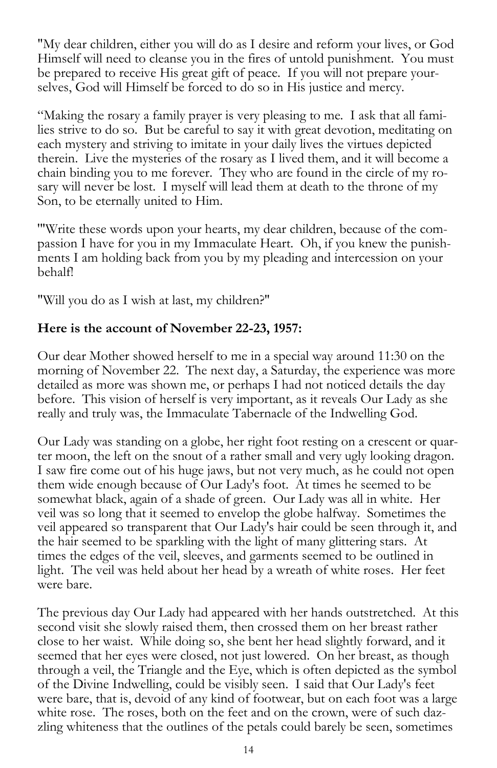"My dear children, either you will do as I desire and reform your lives, or God Himself will need to cleanse you in the fires of untold punishment. You must be prepared to receive His great gift of peace. If you will not prepare yourselves, God will Himself be forced to do so in His justice and mercy.

"Making the rosary a family prayer is very pleasing to me. I ask that all families strive to do so. But be careful to say it with great devotion, meditating on each mystery and striving to imitate in your daily lives the virtues depicted therein. Live the mysteries of the rosary as I lived them, and it will become a chain binding you to me forever. They who are found in the circle of my rosary will never be lost. I myself will lead them at death to the throne of my Son, to be eternally united to Him.

"'Write these words upon your hearts, my dear children, because of the compassion I have for you in my Immaculate Heart. Oh, if you knew the punishments I am holding back from you by my pleading and intercession on your behalf!

"Will you do as I wish at last, my children?"

**Here is the account of November 22-23, 1957:**

Our dear Mother showed herself to me in a special way around 11:30 on the morning of November 22. The next day, a Saturday, the experience was more detailed as more was shown me, or perhaps I had not noticed details the day before. This vision of herself is very important, as it reveals Our Lady as she really and truly was, the Immaculate Tabernacle of the Indwelling God.

Our Lady was standing on a globe, her right foot resting on a crescent or quarter moon, the left on the snout of a rather small and very ugly looking dragon. I saw fire come out of his huge jaws, but not very much, as he could not open them wide enough because of Our Lady's foot. At times he seemed to be somewhat black, again of a shade of green. Our Lady was all in white. Her veil was so long that it seemed to envelop the globe halfway. Sometimes the veil appeared so transparent that Our Lady's hair could be seen through it, and the hair seemed to be sparkling with the light of many glittering stars. At times the edges of the veil, sleeves, and garments seemed to be outlined in light. The veil was held about her head by a wreath of white roses. Her feet were bare.

The previous day Our Lady had appeared with her hands outstretched. At this second visit she slowly raised them, then crossed them on her breast rather close to her waist. While doing so, she bent her head slightly forward, and it seemed that her eyes were closed, not just lowered. On her breast, as though through a veil, the Triangle and the Eye, which is often depicted as the symbol of the Divine Indwelling, could be visibly seen. I said that Our Lady's feet were bare, that is, devoid of any kind of footwear, but on each foot was a large white rose. The roses, both on the feet and on the crown, were of such dazzling whiteness that the outlines of the petals could barely be seen, sometimes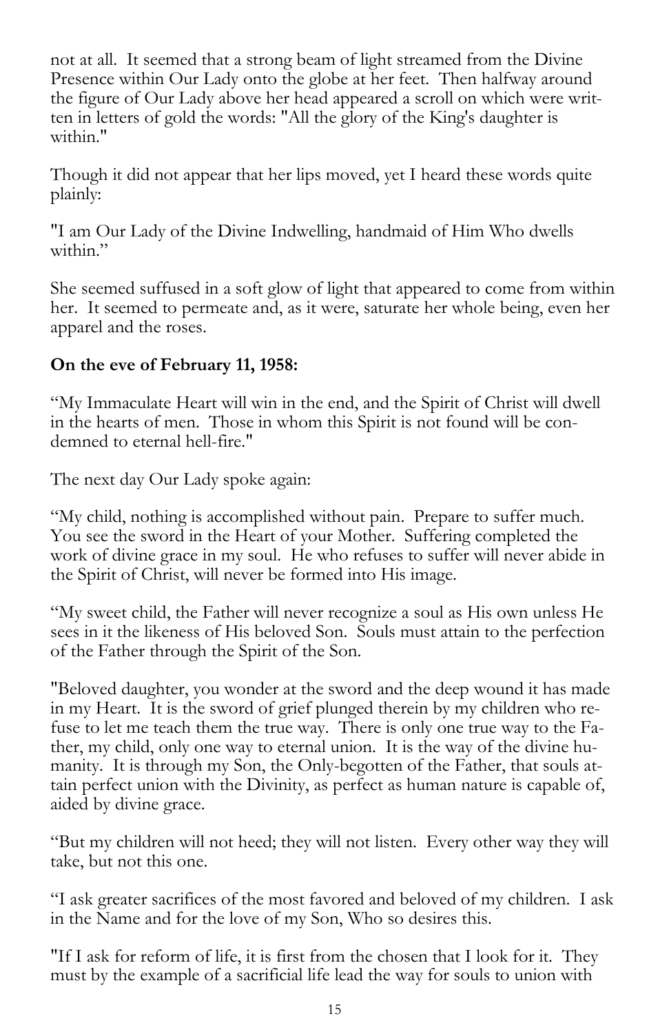not at all. It seemed that a strong beam of light streamed from the Divine Presence within Our Lady onto the globe at her feet. Then halfway around the figure of Our Lady above her head appeared a scroll on which were written in letters of gold the words: "All the glory of the King's daughter is within."

Though it did not appear that her lips moved, yet I heard these words quite plainly:

"I am Our Lady of the Divine Indwelling, handmaid of Him Who dwells within."

She seemed suffused in a soft glow of light that appeared to come from within her. It seemed to permeate and, as it were, saturate her whole being, even her apparel and the roses.

**On the eve of February 11, 1958:**

"My Immaculate Heart will win in the end, and the Spirit of Christ will dwell in the hearts of men. Those in whom this Spirit is not found will be condemned to eternal hell-fire."

The next day Our Lady spoke again:

"My child, nothing is accomplished without pain. Prepare to suffer much. You see the sword in the Heart of your Mother. Suffering completed the work of divine grace in my soul. He who refuses to suffer will never abide in the Spirit of Christ, will never be formed into His image.

"My sweet child, the Father will never recognize a soul as His own unless He sees in it the likeness of His beloved Son. Souls must attain to the perfection of the Father through the Spirit of the Son.

"Beloved daughter, you wonder at the sword and the deep wound it has made in my Heart. It is the sword of grief plunged therein by my children who refuse to let me teach them the true way. There is only one true way to the Father, my child, only one way to eternal union. It is the way of the divine humanity. It is through my Son, the Only-begotten of the Father, that souls attain perfect union with the Divinity, as perfect as human nature is capable of, aided by divine grace.

"But my children will not heed; they will not listen. Every other way they will take, but not this one.

"I ask greater sacrifices of the most favored and beloved of my children. I ask in the Name and for the love of my Son, Who so desires this.

"If I ask for reform of life, it is first from the chosen that I look for it. They must by the example of a sacrificial life lead the way for souls to union with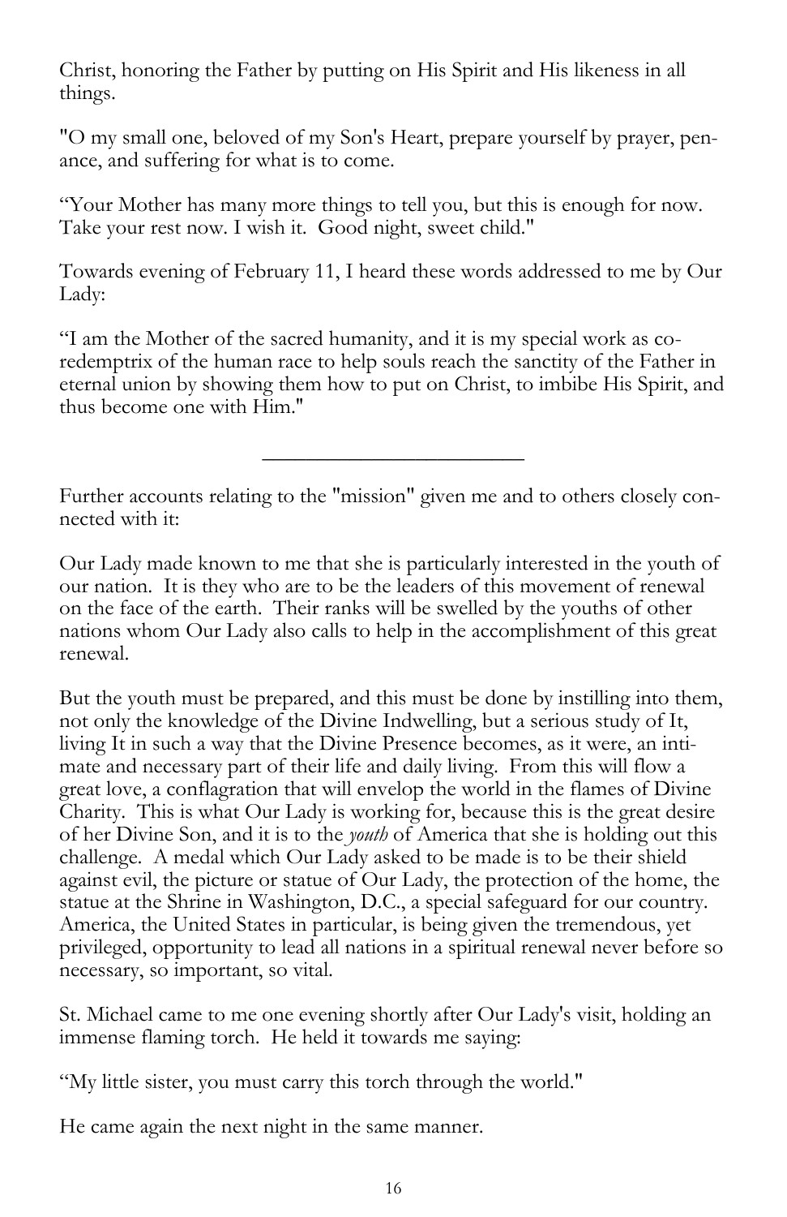Christ, honoring the Father by putting on His Spirit and His likeness in all things.

"O my small one, beloved of my Son's Heart, prepare yourself by prayer, penance, and suffering for what is to come.

"Your Mother has many more things to tell you, but this is enough for now. Take your rest now. I wish it. Good night, sweet child."

Towards evening of February 11, I heard these words addressed to me by Our Lady:

"I am the Mother of the sacred humanity, and it is my special work as co-redemptrix of the human race to help souls reach the sanctity of the Father in eternal union by showing them how to put on Christ, to imbibe His Spirit, and thus become one with Him."

---

Further accounts relating to the "mission" given me and to others closely connected with it:

Our Lady made known to me that she is particularly interested in the youth of our nation. It is they who are to be the leaders of this movement of renewal on the face of the earth. Their ranks will be swelled by the youths of other nations whom Our Lady also calls to help in the accomplishment of this great renewal.

But the youth must be prepared, and this must be done by instilling into them, not only the knowledge of the Divine Indwelling, but a serious study of It, living It in such a way that the Divine Presence becomes, as it were, an intimate and necessary part of their life and daily living. From this will flow a great love, a conflagration that will envelop the world in the flames of Divine Charity. This is what Our Lady is working for, because this is the great desire of her Divine Son, and it is to the *youth* of America that she is holding out this challenge. A medal which Our Lady asked to be made is to be their shield against evil, the picture or statue of Our Lady, the protection of the home, the statue at the Shrine in Washington, D.C., a special safeguard for our country. America, the United States in particular, is being given the tremendous, yet privileged, opportunity to lead all nations in a spiritual renewal never before so necessary, so important, so vital.

St. Michael came to me one evening shortly after Our Lady's visit, holding an immense flaming torch. He held it towards me saying:

"My little sister, you must carry this torch through the world."

He came again the next night in the same manner.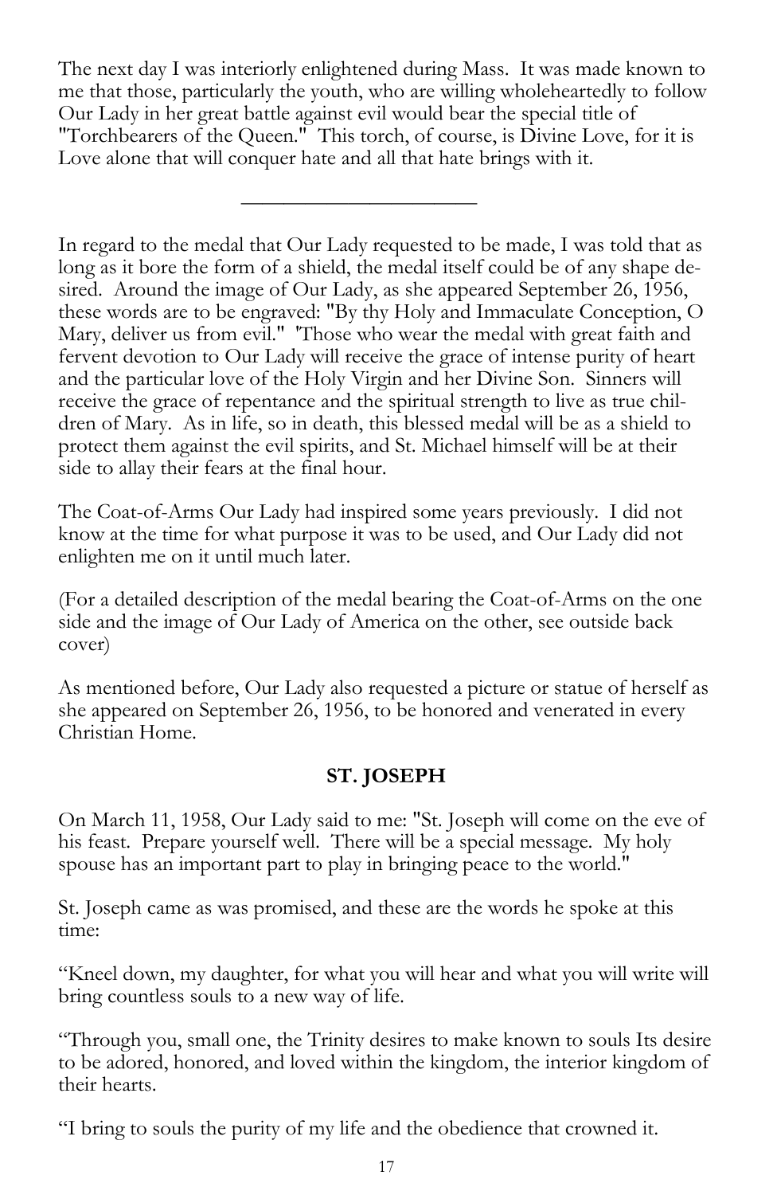The next day I was interiorly enlightened during Mass. It was made known to me that those, particularly the youth, who are willing wholeheartedly to follow Our Lady in her great battle against evil would bear the special title of "Torchbearers of the Queen." This torch, of course, is Divine Love, for it is Love alone that will conquer hate and all that hate brings with it.

---

In regard to the medal that Our Lady requested to be made, I was told that as long as it bore the form of a shield, the medal itself could be of any shape desired. Around the image of Our Lady, as she appeared September 26, 1956, these words are to be engraved: "By thy Holy and Immaculate Conception, O Mary, deliver us from evil." "Those who wear the medal with great faith and fervent devotion to Our Lady will receive the grace of intense purity of heart and the particular love of the Holy Virgin and her Divine Son. Sinners will receive the grace of repentance and the spiritual strength to live as true children of Mary. As in life, so in death, this blessed medal will be as a shield to protect them against the evil spirits, and St. Michael himself will be at their side to allay their fears at the final hour.

The Coat-of-Arms Our Lady had inspired some years previously. I did not know at the time for what purpose it was to be used, and Our Lady did not enlighten me on it until much later.

(For a detailed description of the medal bearing the Coat-of-Arms on the one side and the image of Our Lady of America on the other, see outside back cover)

As mentioned before, Our Lady also requested a picture or statue of herself as she appeared on September 26, 1956, to be honored and venerated in every Christian Home.

## ST. JOSEPH

On March 11, 1958, Our Lady said to me: "St. Joseph will come on the eve of his feast. Prepare yourself well. There will be a special message. My holy spouse has an important part to play in bringing peace to the world."

St. Joseph came as was promised, and these are the words he spoke at this time:

"Kneel down, my daughter, for what you will hear and what you will write will bring countless souls to a new way of life.

"Through you, small one, the Trinity desires to make known to souls Its desire to be adored, honored, and loved within the kingdom, the interior kingdom of their hearts.

"I bring to souls the purity of my life and the obedience that crowned it.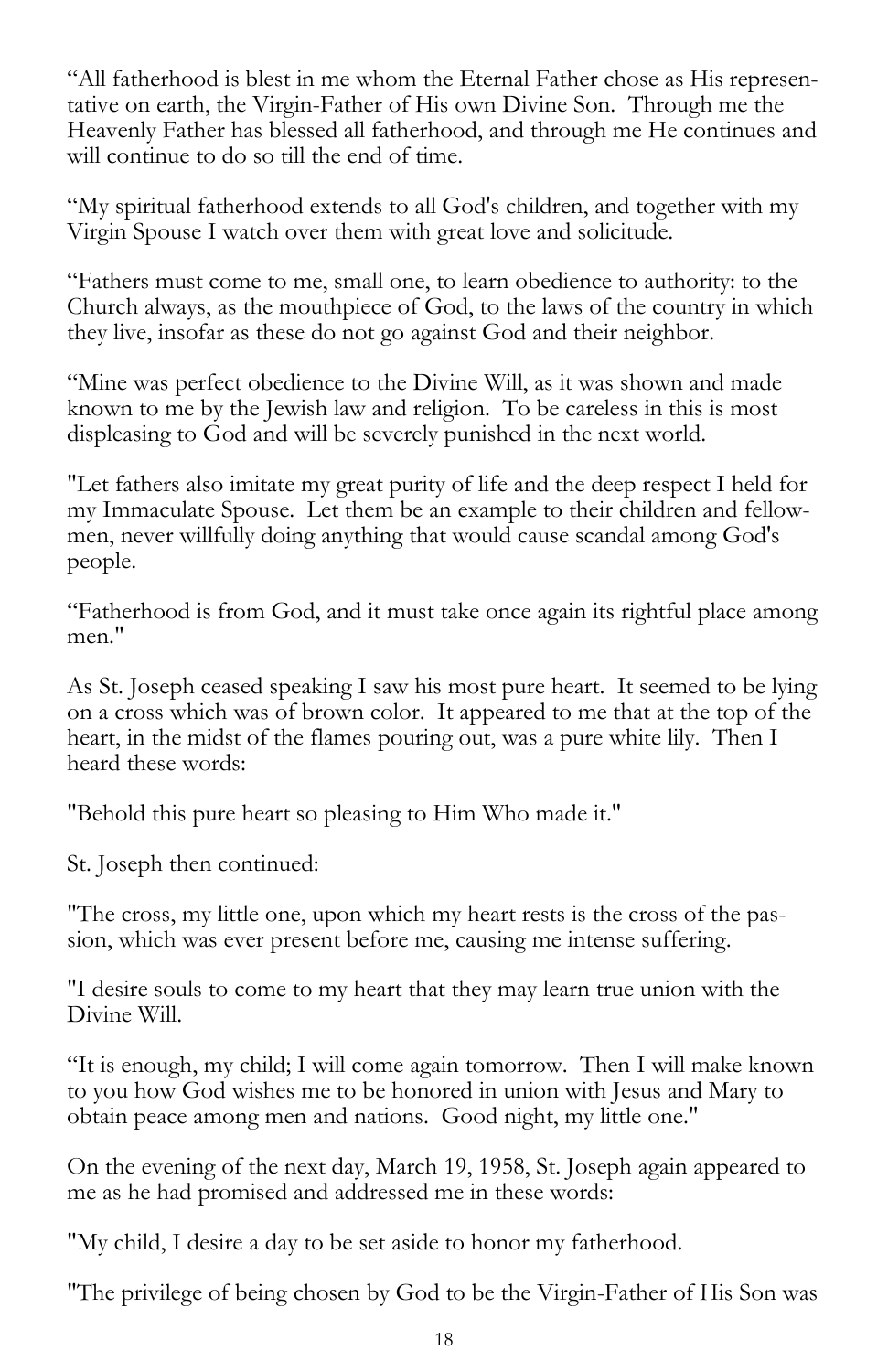"All fatherhood is blest in me whom the Eternal Father chose as His representative on earth, the Virgin-Father of His own Divine Son. Through me the Heavenly Father has blessed all fatherhood, and through me He continues and will continue to do so till the end of time.

"My spiritual fatherhood extends to all God's children, and together with my Virgin Spouse I watch over them with great love and solicitude.

"Fathers must come to me, small one, to learn obedience to authority: to the Church always, as the mouthpiece of God, to the laws of the country in which they live, insofar as these do not go against God and their neighbor.

"Mine was perfect obedience to the Divine Will, as it was shown and made known to me by the Jewish law and religion. To be careless in this is most displeasing to God and will be severely punished in the next world.

"Let fathers also imitate my great purity of life and the deep respect I held for my Immaculate Spouse. Let them be an example to their children and fellow-men, never willfully doing anything that would cause scandal among God's people.

"Fatherhood is from God, and it must take once again its rightful place among men."

As St. Joseph ceased speaking I saw his most pure heart. It seemed to be lying on a cross which was of brown color. It appeared to me that at the top of the heart, in the midst of the flames pouring out, was a pure white lily. Then I heard these words:

"Behold this pure heart so pleasing to Him Who made it."

St. Joseph then continued:

"The cross, my little one, upon which my heart rests is the cross of the passion, which was ever present before me, causing me intense suffering.

"I desire souls to come to my heart that they may learn true union with the Divine Will.

"It is enough, my child; I will come again tomorrow. Then I will make known to you how God wishes me to be honored in union with Jesus and Mary to obtain peace among men and nations. Good night, my little one."

On the evening of the next day, March 19, 1958, St. Joseph again appeared to me as he had promised and addressed me in these words:

"My child, I desire a day to be set aside to honor my fatherhood.

"The privilege of being chosen by God to be the Virgin-Father of His Son was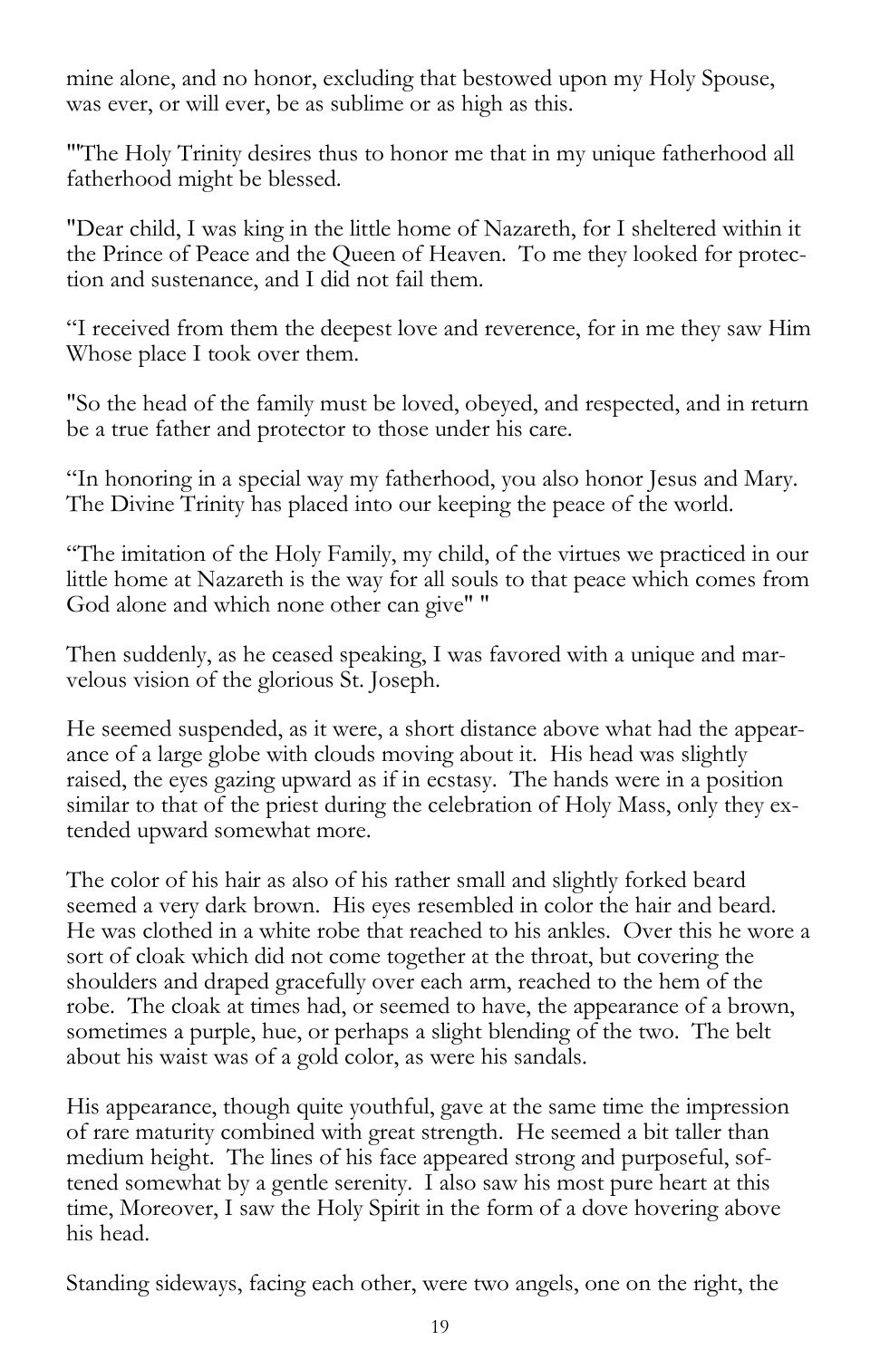mine alone, and no honor, excluding that bestowed upon my Holy Spouse, was ever, or will ever, be as sublime or as high as this.

"'The Holy Trinity desires thus to honor me that in my unique fatherhood all fatherhood might be blessed.

"Dear child, I was king in the little home of Nazareth, for I sheltered within it the Prince of Peace and the Queen of Heaven. To me they looked for protection and sustenance, and I did not fail them.

"I received from them the deepest love and reverence, for in me they saw Him Whose place I took over them.

"So the head of the family must be loved, obeyed, and respected, and in return be a true father and protector to those under his care.

"In honoring in a special way my fatherhood, you also honor Jesus and Mary. The Divine Trinity has placed into our keeping the peace of the world.

"The imitation of the Holy Family, my child, of the virtues we practiced in our little home at Nazareth is the way for all souls to that peace which comes from God alone and which none other can give" "

Then suddenly, as he ceased speaking, I was favored with a unique and marvelous vision of the glorious St. Joseph.

He seemed suspended, as it were, a short distance above what had the appearance of a large globe with clouds moving about it. His head was slightly raised, the eyes gazing upward as if in ecstasy. The hands were in a position similar to that of the priest during the celebration of Holy Mass, only they extended upward somewhat more.

The color of his hair as also of his rather small and slightly forked beard seemed a very dark brown. His eyes resembled in color the hair and beard. He was clothed in a white robe that reached to his ankles. Over this he wore a sort of cloak which did not come together at the throat, but covering the shoulders and draped gracefully over each arm, reached to the hem of the robe. The cloak at times had, or seemed to have, the appearance of a brown, sometimes a purple, hue, or perhaps a slight blending of the two. The belt about his waist was of a gold color, as were his sandals.

His appearance, though quite youthful, gave at the same time the impression of rare maturity combined with great strength. He seemed a bit taller than medium height. The lines of his face appeared strong and purposeful, softened somewhat by a gentle serenity. I also saw his most pure heart at this time, Moreover, I saw the Holy Spirit in the form of a dove hovering above his head.

Standing sideways, facing each other, were two angels, one on the right, the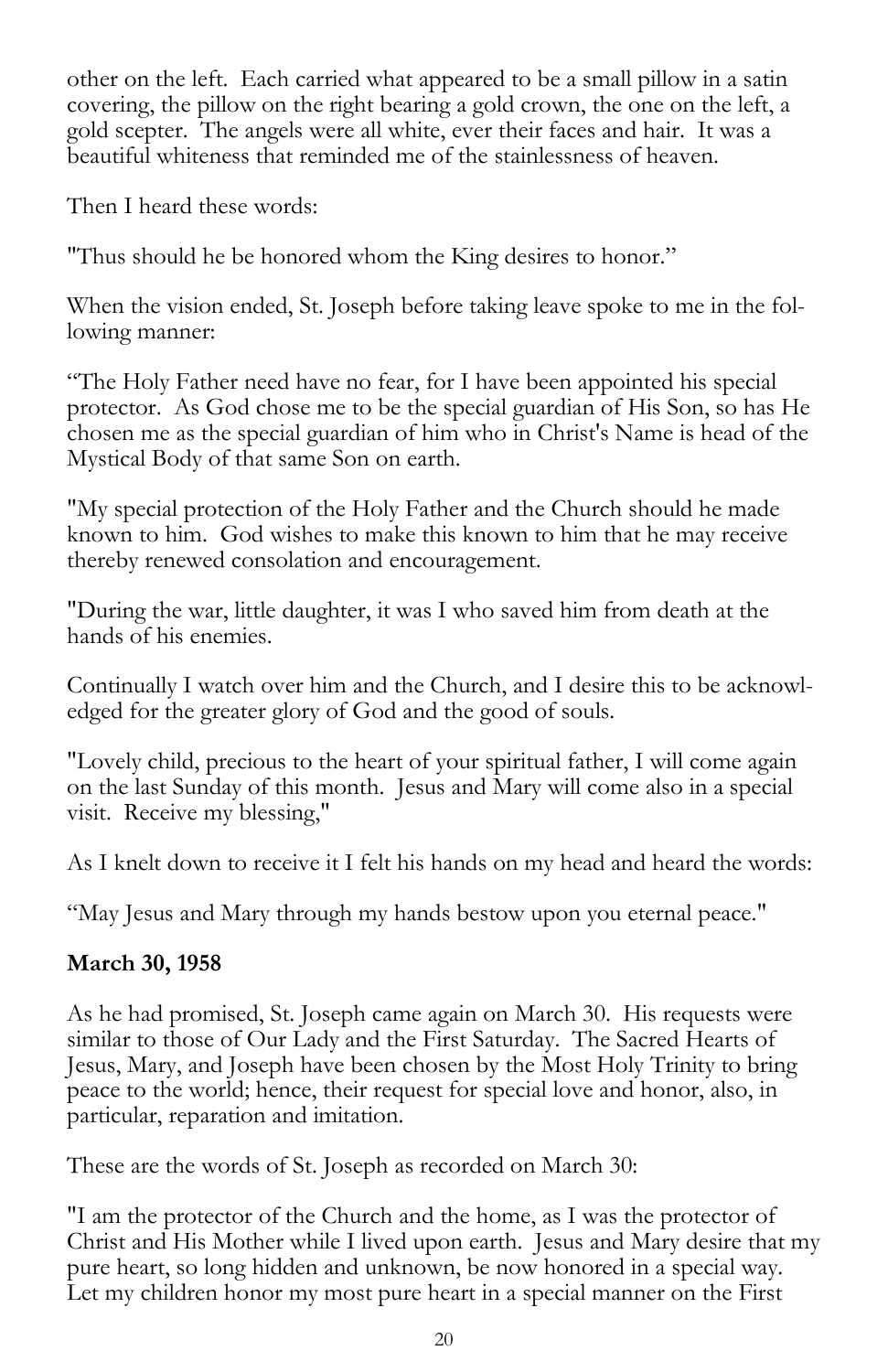other on the left. Each carried what appeared to be a small pillow in a satin covering, the pillow on the right bearing a gold crown, the one on the left, a gold scepter. The angels were all white, ever their faces and hair. It was a beautiful whiteness that reminded me of the stainlessness of heaven.

Then I heard these words:

"Thus should he be honored whom the King desires to honor."

When the vision ended, St. Joseph before taking leave spoke to me in the following manner:

"The Holy Father need have no fear, for I have been appointed his special protector. As God chose me to be the special guardian of His Son, so has He chosen me as the special guardian of him who in Christ's Name is head of the Mystical Body of that same Son on earth.

"My special protection of the Holy Father and the Church should he made known to him. God wishes to make this known to him that he may receive thereby renewed consolation and encouragement.

"During the war, little daughter, it was I who saved him from death at the hands of his enemies.

Continually I watch over him and the Church, and I desire this to be acknowledged for the greater glory of God and the good of souls.

"Lovely child, precious to the heart of your spiritual father, I will come again on the last Sunday of this month. Jesus and Mary will come also in a special visit. Receive my blessing,"

As I knelt down to receive it I felt his hands on my head and heard the words:

"May Jesus and Mary through my hands bestow upon you eternal peace."

**March 30, 1958**

As he had promised, St. Joseph came again on March 30. His requests were similar to those of Our Lady and the First Saturday. The Sacred Hearts of Jesus, Mary, and Joseph have been chosen by the Most Holy Trinity to bring peace to the world; hence, their request for special love and honor, also, in particular, reparation and imitation.

These are the words of St. Joseph as recorded on March 30:

"I am the protector of the Church and the home, as I was the protector of Christ and His Mother while I lived upon earth. Jesus and Mary desire that my pure heart, so long hidden and unknown, be now honored in a special way. Let my children honor my most pure heart in a special manner on the First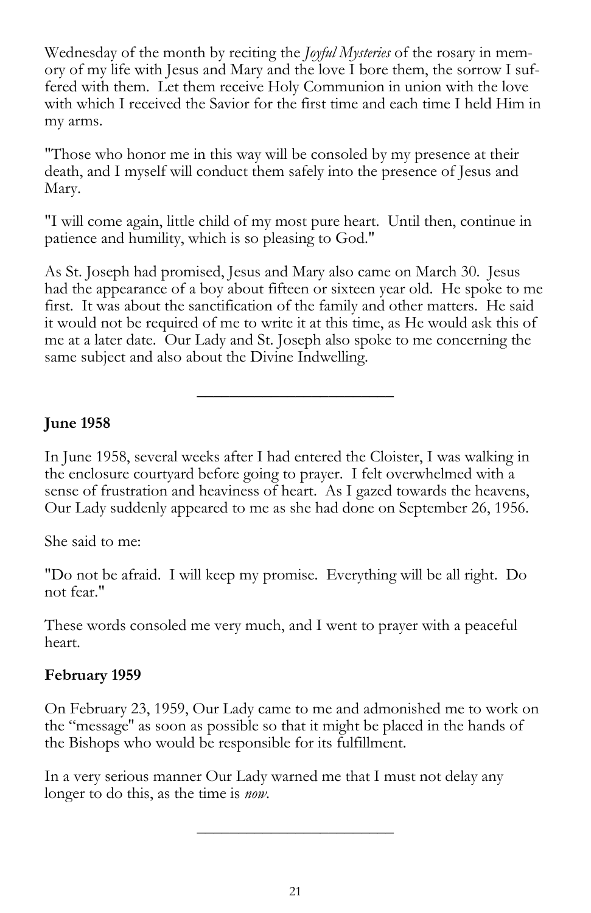Wednesday of the month by reciting the *Joyful Mysteries* of the rosary in memory of my life with Jesus and Mary and the love I bore them, the sorrow I suffered with them. Let them receive Holy Communion in union with the love with which I received the Savior for the first time and each time I held Him in my arms.

"Those who honor me in this way will be consoled by my presence at their death, and I myself will conduct them safely into the presence of Jesus and Mary.

"I will come again, little child of my most pure heart. Until then, continue in patience and humility, which is so pleasing to God."

As St. Joseph had promised, Jesus and Mary also came on March 30. Jesus had the appearance of a boy about fifteen or sixteen year old. He spoke to me first. It was about the sanctification of the family and other matters. He said it would not be required of me to write it at this time, as He would ask this of me at a later date. Our Lady and St. Joseph also spoke to me concerning the same subject and also about the Divine Indwelling.

---

**June 1958**

In June 1958, several weeks after I had entered the Cloister, I was walking in the enclosure courtyard before going to prayer. I felt overwhelmed with a sense of frustration and heaviness of heart. As I gazed towards the heavens, Our Lady suddenly appeared to me as she had done on September 26, 1956.

She said to me:

"Do not be afraid. I will keep my promise. Everything will be all right. Do not fear."

These words consoled me very much, and I went to prayer with a peaceful heart.

**February 1959**

On February 23, 1959, Our Lady came to me and admonished me to work on the "message" as soon as possible so that it might be placed in the hands of the Bishops who would be responsible for its fulfillment.

In a very serious manner Our Lady warned me that I must not delay any longer to do this, as the time is *now*.

---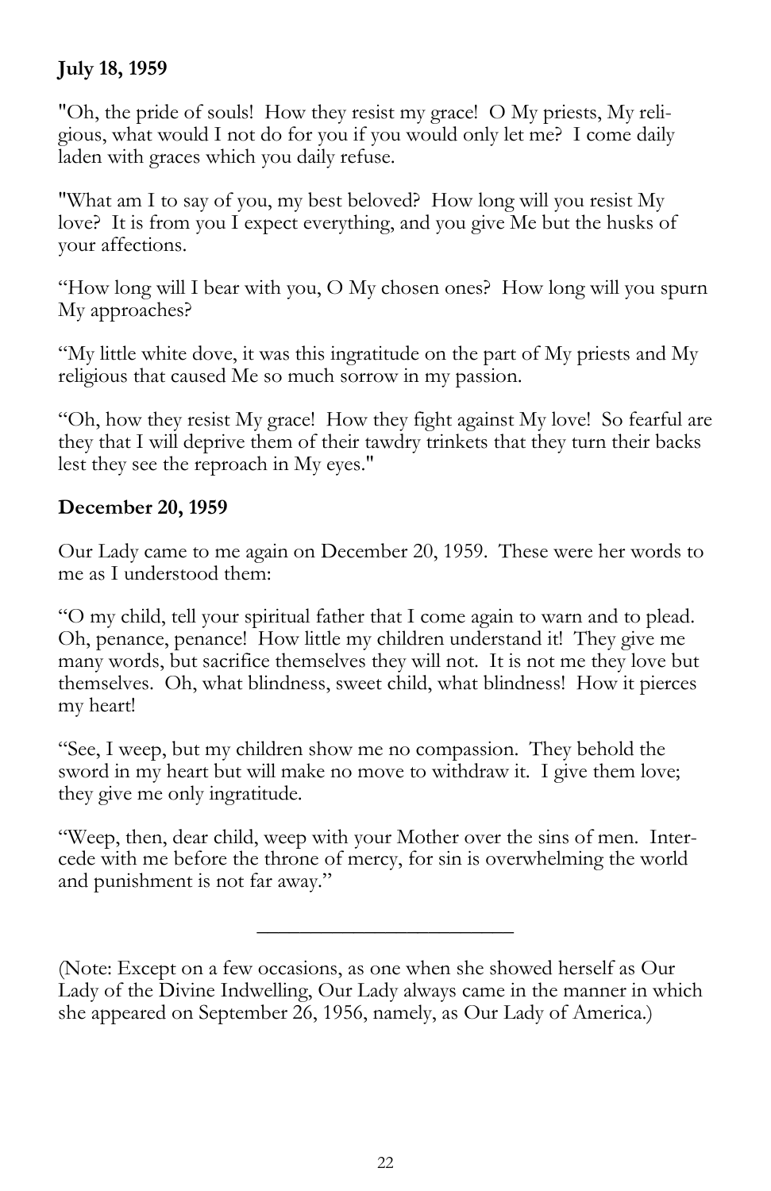**July 18, 1959**

"Oh, the pride of souls! How they resist my grace! O My priests, My religious, what would I not do for you if you would only let me? I come daily laden with graces which you daily refuse.

"What am I to say of you, my best beloved? How long will you resist My love? It is from you I expect everything, and you give Me but the husks of your affections.

"How long will I bear with you, O My chosen ones? How long will you spurn My approaches?

"My little white dove, it was this ingratitude on the part of My priests and My religious that caused Me so much sorrow in my passion.

"Oh, how they resist My grace! How they fight against My love! So fearful are they that I will deprive them of their tawdry trinkets that they turn their backs lest they see the reproach in My eyes."

**December 20, 1959**

Our Lady came to me again on December 20, 1959. These were her words to me as I understood them:

"O my child, tell your spiritual father that I come again to warn and to plead. Oh, penance, penance! How little my children understand it! They give me many words, but sacrifice themselves they will not. It is not me they love but themselves. Oh, what blindness, sweet child, what blindness! How it pierces my heart!

"See, I weep, but my children show me no compassion. They behold the sword in my heart but will make no move to withdraw it. I give them love; they give me only ingratitude.

"Weep, then, dear child, weep with your Mother over the sins of men. Intercede with me before the throne of mercy, for sin is overwhelming the world and punishment is not far away."

---

(Note: Except on a few occasions, as one when she showed herself as Our Lady of the Divine Indwelling, Our Lady always came in the manner in which she appeared on September 26, 1956, namely, as Our Lady of America.)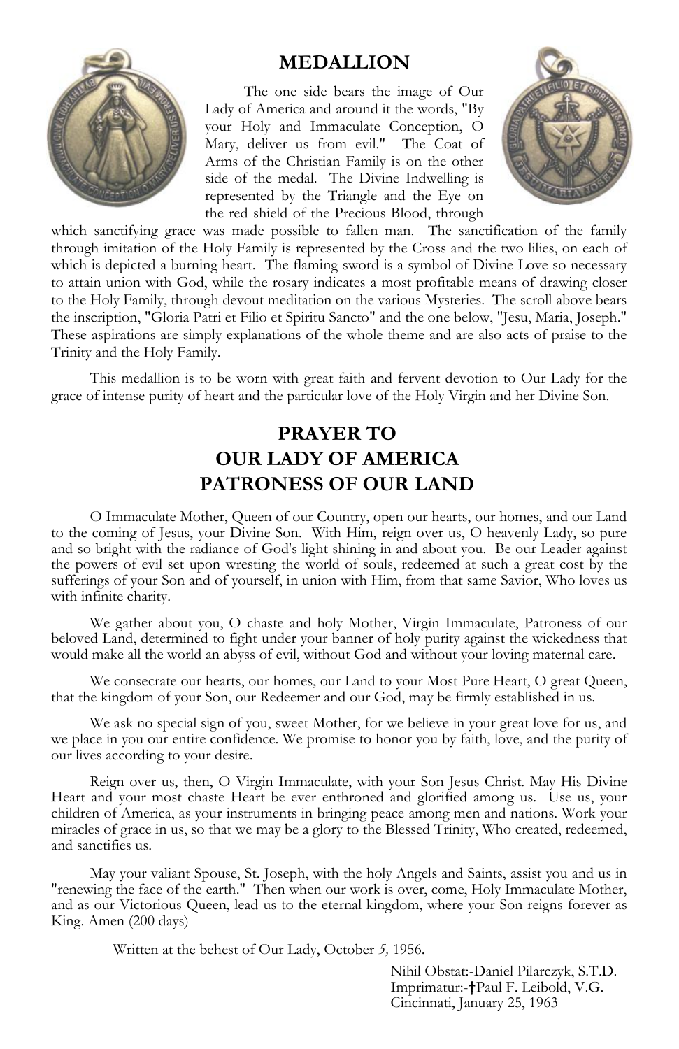## MEDALLION

The one side bears the image of Our Lady of America and around it the words, "By your Holy and Immaculate Conception, O Mary, deliver us from evil." The Coat of Arms of the Christian Family is on the other side of the medal. The Divine Indwelling is represented by the Triangle and the Eye on the red shield of the Precious Blood, through which sanctifying grace was made possible to fallen man. The sanctification of the family through imitation of the Holy Family is represented by the Cross and the two lilies, on each of which is depicted a burning heart. The flaming sword is a symbol of Divine Love so necessary to attain union with God, while the rosary indicates a most profitable means of drawing closer to the Holy Family, through devout meditation on the various Mysteries. The scroll above bears the inscription, "Gloria Patri et Filio et Spiritu Sancto" and the one below, "Jesu, Maria, Joseph." These aspirations are simply explanations of the whole theme and are also acts of praise to the Trinity and the Holy Family.

This medallion is to be worn with great faith and fervent devotion to Our Lady for the grace of intense purity of heart and the particular love of the Holy Virgin and her Divine Son.

## PRAYER TO OUR LADY OF AMERICA PATRONESS OF OUR LAND

O Immaculate Mother, Queen of our Country, open our hearts, our homes, and our Land to the coming of Jesus, your Divine Son. With Him, reign over us, O heavenly Lady, so pure and so bright with the radiance of God's light shining in and about you. Be our Leader against the powers of evil set upon wresting the world of souls, redeemed at such a great cost by the sufferings of your Son and of yourself, in union with Him, from that same Savior, Who loves us with infinite charity.

We gather about you, O chaste and holy Mother, Virgin Immaculate, Patroness of our beloved Land, determined to fight under your banner of holy purity against the wickedness that would make all the world an abyss of evil, without God and without your loving maternal care.

We consecrate our hearts, our homes, our Land to your Most Pure Heart, O great Queen, that the kingdom of your Son, our Redeemer and our God, may be firmly established in us.

We ask no special sign of you, sweet Mother, for we believe in your great love for us, and we place in you our entire confidence. We promise to honor you by faith, love, and the purity of our lives according to your desire.

Reign over us, then, O Virgin Immaculate, with your Son Jesus Christ. May His Divine Heart and your most chaste Heart be ever enthroned and glorified among us. Use us, your children of America, as your instruments in bringing peace among men and nations. Work your miracles of grace in us, so that we may be a glory to the Blessed Trinity, Who created, redeemed, and sanctifies us.

May your valiant Spouse, St. Joseph, with the holy Angels and Saints, assist you and us in "renewing the face of the earth." Then when our work is over, come, Holy Immaculate Mother, and as our Victorious Queen, lead us to the eternal kingdom, where your Son reigns forever as King. Amen (200 days)

Written at the behest of Our Lady, October *5,* 1956.

Nihil Obstat:-Daniel Pilarczyk, S.T.D.
Imprimatur:-†Paul F. Leibold, V.G.
Cincinnati, January 25, 1963